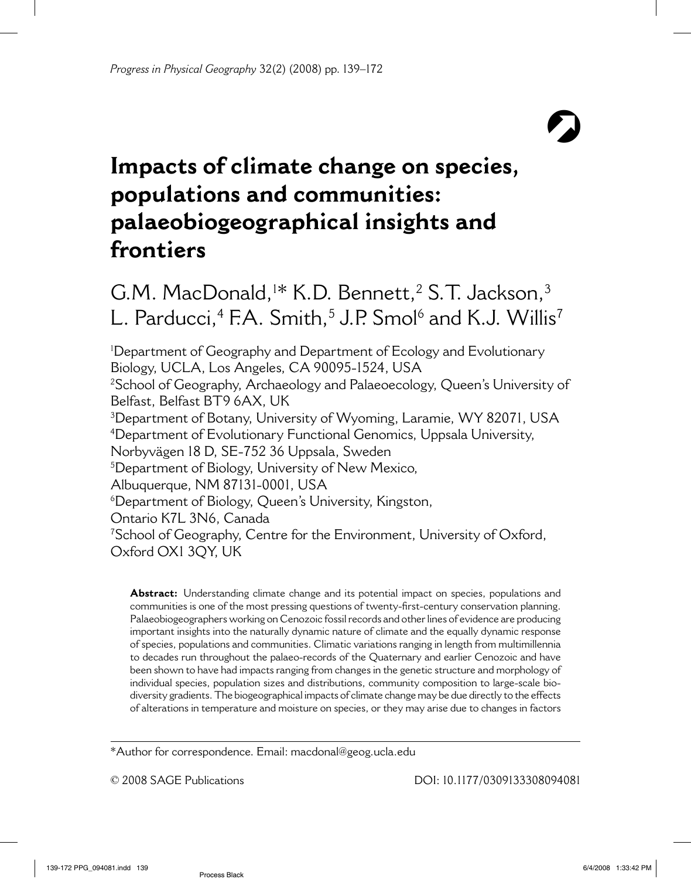# Impacts of climate change on species, populations and communities: palaeobiogeographical insights and frontiers

G.M. MacDonald,[1]* K.D. Bennett,[2] S.T. Jackson,[3] L. Parducci,[4] F.A. Smith,[5] J.P. Smol[6] and K.J. Willis[7]

[1]Department of Geography and Department of Ecology and Evolutionary Biology, UCLA, Los Angeles, CA 90095-1524, USA

[2]School of Geography, Archaeology and Palaeoecology, Queen's University of Belfast, Belfast BT9 6AX, UK

[3]Department of Botany, University of Wyoming, Laramie, WY 82071, USA

[4]Department of Evolutionary Functional Genomics, Uppsala University, Norbyvägen 18 D, SE-752 36 Uppsala, Sweden

[5]Department of Biology, University of New Mexico, Albuquerque, NM 87131-0001, USA

[6]Department of Biology, Queen's University, Kingston, Ontario K7L 3N6, Canada

[7]School of Geography, Centre for the Environment, University of Oxford, Oxford OX1 3QY, UK

**Abstract:** Understanding climate change and its potential impact on species, populations and communities is one of the most pressing questions of twenty-first-century conservation planning. Palaeobiogeographers working on Cenozoic fossil records and other lines of evidence are producing important insights into the naturally dynamic nature of climate and the equally dynamic response of species, populations and communities. Climatic variations ranging in length from multimillennia to decades run throughout the palaeo-records of the Quaternary and earlier Cenozoic and have been shown to have had impacts ranging from changes in the genetic structure and morphology of individual species, population sizes and distributions, community composition to large-scale biodiversity gradients. The biogeographical impacts of climate change may be due directly to the effects of alterations in temperature and moisture on species, or they may arise due to changes in factors

*Author for correspondence. Email: macdonal@geog.ucla.edu

© 2008 SAGE Publications DOI: 10.1177/0309133308094081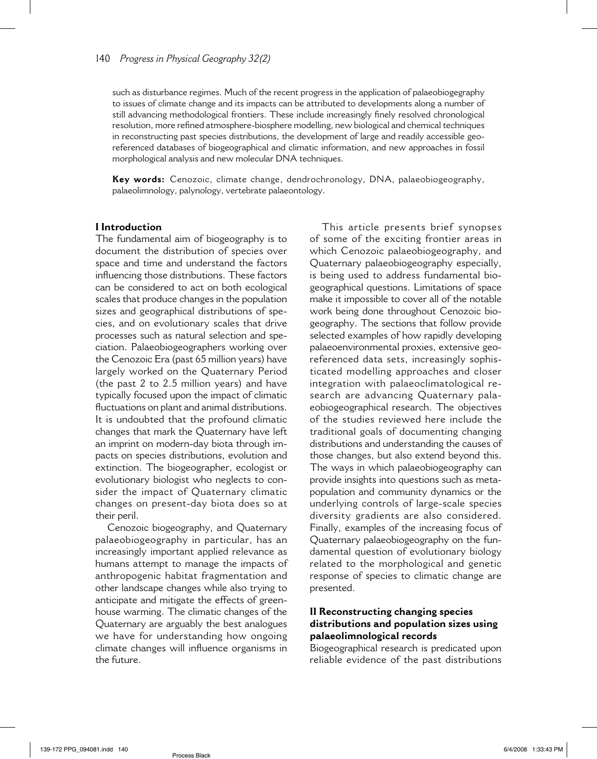such as disturbance regimes. Much of the recent progress in the application of palaeobiogegraphy to issues of climate change and its impacts can be attributed to developments along a number of still advancing methodological frontiers. These include increasingly finely resolved chronological resolution, more refined atmosphere-biosphere modelling, new biological and chemical techniques in reconstructing past species distributions, the development of large and readily accessible geo-referenced databases of biogeographical and climatic information, and new approaches in fossil morphological analysis and new molecular DNA techniques.

**Key words:** Cenozoic, climate change, dendrochronology, DNA, palaeobiogeography, palaeolimnology, palynology, vertebrate palaeontology.

## I Introduction

The fundamental aim of biogeography is to document the distribution of species over space and time and understand the factors influencing those distributions. These factors can be considered to act on both ecological scales that produce changes in the population sizes and geographical distributions of species, and on evolutionary scales that drive processes such as natural selection and speciation. Palaeobiogeographers working over the Cenozoic Era (past 65 million years) have largely worked on the Quaternary Period (the past 2 to 2.5 million years) and have typically focused upon the impact of climatic fluctuations on plant and animal distributions. It is undoubted that the profound climatic changes that mark the Quaternary have left an imprint on modern-day biota through impacts on species distributions, evolution and extinction. The biogeographer, ecologist or evolutionary biologist who neglects to consider the impact of Quaternary climatic changes on present-day biota does so at their peril.

Cenozoic biogeography, and Quaternary palaeobiogeography in particular, has an increasingly important applied relevance as humans attempt to manage the impacts of anthropogenic habitat fragmentation and other landscape changes while also trying to anticipate and mitigate the effects of greenhouse warming. The climatic changes of the Quaternary are arguably the best analogues we have for understanding how ongoing climate changes will influence organisms in the future.

This article presents brief synopses of some of the exciting frontier areas in which Cenozoic palaeobiogeography, and Quaternary palaeobiogeography especially, is being used to address fundamental biogeographical questions. Limitations of space make it impossible to cover all of the notable work being done throughout Cenozoic biogeography. The sections that follow provide selected examples of how rapidly developing palaeoenvironmental proxies, extensive georeferenced data sets, increasingly sophisticated modelling approaches and closer integration with palaeoclimatological research are advancing Quaternary palaeobiogeographical research. The objectives of the studies reviewed here include the traditional goals of documenting changing distributions and understanding the causes of those changes, but also extend beyond this. The ways in which palaeobiogeography can provide insights into questions such as metapopulation and community dynamics or the underlying controls of large-scale species diversity gradients are also considered. Finally, examples of the increasing focus of Quaternary palaeobiogeography on the fundamental question of evolutionary biology related to the morphological and genetic response of species to climatic change are presented.

## II Reconstructing changing species distributions and population sizes using palaeolimnological records

Biogeographical research is predicated upon reliable evidence of the past distributions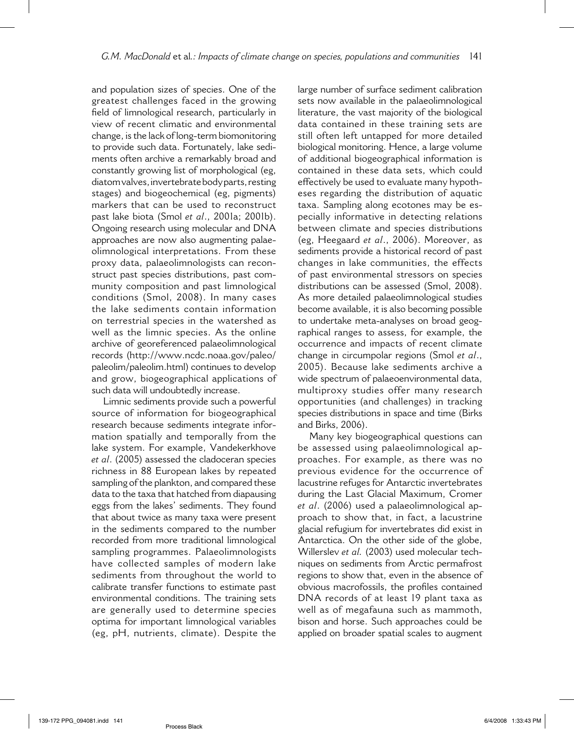and population sizes of species. One of the greatest challenges faced in the growing field of limnological research, particularly in view of recent climatic and environmental change, is the lack of long-term biomonitoring to provide such data. Fortunately, lake sediments often archive a remarkably broad and constantly growing list of morphological (eg, diatom valves, invertebrate body parts, resting stages) and biogeochemical (eg, pigments) markers that can be used to reconstruct past lake biota (Smol *et al*., 2001a; 2001b). Ongoing research using molecular and DNA approaches are now also augmenting palaeolimnological interpretations. From these proxy data, palaeolimnologists can reconstruct past species distributions, past community composition and past limnological conditions (Smol, 2008). In many cases the lake sediments contain information on terrestrial species in the watershed as well as the limnic species. As the online archive of georeferenced palaeolimnological records (http://www.ncdc.noaa.gov/paleo/paleolim/paleolim.html) continues to develop and grow, biogeographical applications of such data will undoubtedly increase.

Limnic sediments provide such a powerful source of information for biogeographical research because sediments integrate information spatially and temporally from the lake system. For example, Vandekerkhove *et al*. (2005) assessed the cladoceran species richness in 88 European lakes by repeated sampling of the plankton, and compared these data to the taxa that hatched from diapausing eggs from the lakes' sediments. They found that about twice as many taxa were present in the sediments compared to the number recorded from more traditional limnological sampling programmes. Palaeolimnologists have collected samples of modern lake sediments from throughout the world to calibrate transfer functions to estimate past environmental conditions. The training sets are generally used to determine species optima for important limnological variables (eg, pH, nutrients, climate). Despite the large number of surface sediment calibration sets now available in the palaeolimnological literature, the vast majority of the biological data contained in these training sets are still often left untapped for more detailed biological monitoring. Hence, a large volume of additional biogeographical information is contained in these data sets, which could effectively be used to evaluate many hypotheses regarding the distribution of aquatic taxa. Sampling along ecotones may be especially informative in detecting relations between climate and species distributions (eg, Heegaard *et al*., 2006). Moreover, as sediments provide a historical record of past changes in lake communities, the effects of past environmental stressors on species distributions can be assessed (Smol, 2008). As more detailed palaeolimnological studies become available, it is also becoming possible to undertake meta-analyses on broad geographical ranges to assess, for example, the occurrence and impacts of recent climate change in circumpolar regions (Smol *et al*., 2005). Because lake sediments archive a wide spectrum of palaeoenvironmental data, multiproxy studies offer many research opportunities (and challenges) in tracking species distributions in space and time (Birks and Birks, 2006).

Many key biogeographical questions can be assessed using palaeolimnological approaches. For example, as there was no previous evidence for the occurrence of lacustrine refuges for Antarctic invertebrates during the Last Glacial Maximum, Cromer *et al*. (2006) used a palaeolimnological approach to show that, in fact, a lacustrine glacial refugium for invertebrates did exist in Antarctica. On the other side of the globe, Willerslev *et al.* (2003) used molecular techniques on sediments from Arctic permafrost regions to show that, even in the absence of obvious macrofossils, the profiles contained DNA records of at least 19 plant taxa as well as of megafauna such as mammoth, bison and horse. Such approaches could be applied on broader spatial scales to augment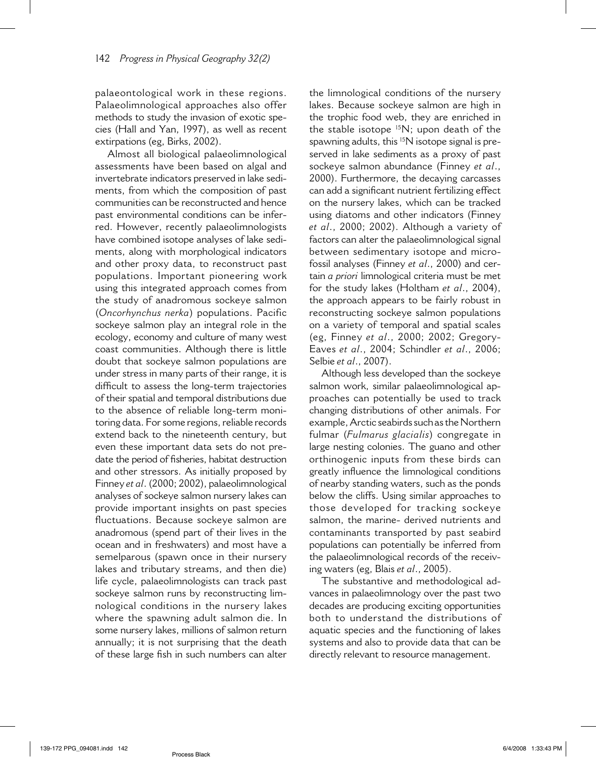palaeontological work in these regions. Palaeolimnological approaches also offer methods to study the invasion of exotic species (Hall and Yan, 1997), as well as recent extirpations (eg, Birks, 2002).

Almost all biological palaeolimnological assessments have been based on algal and invertebrate indicators preserved in lake sediments, from which the composition of past communities can be reconstructed and hence past environmental conditions can be inferred. However, recently palaeolimnologists have combined isotope analyses of lake sediments, along with morphological indicators and other proxy data, to reconstruct past populations. Important pioneering work using this integrated approach comes from the study of anadromous sockeye salmon (*Oncorhynchus nerka*) populations. Pacific sockeye salmon play an integral role in the ecology, economy and culture of many west coast communities. Although there is little doubt that sockeye salmon populations are under stress in many parts of their range, it is difficult to assess the long-term trajectories of their spatial and temporal distributions due to the absence of reliable long-term monitoring data. For some regions, reliable records extend back to the nineteenth century, but even these important data sets do not predate the period of fisheries, habitat destruction and other stressors. As initially proposed by Finney *et al*. (2000; 2002), palaeolimnological analyses of sockeye salmon nursery lakes can provide important insights on past species fluctuations. Because sockeye salmon are anadromous (spend part of their lives in the ocean and in freshwaters) and most have a semelparous (spawn once in their nursery lakes and tributary streams, and then die) life cycle, palaeolimnologists can track past sockeye salmon runs by reconstructing limnological conditions in the nursery lakes where the spawning adult salmon die. In some nursery lakes, millions of salmon return annually; it is not surprising that the death of these large fish in such numbers can alter the limnological conditions of the nursery lakes. Because sockeye salmon are high in the trophic food web, they are enriched in the stable isotope $^{15}$N; upon death of the spawning adults, this $^{15}$N isotope signal is preserved in lake sediments as a proxy of past sockeye salmon abundance (Finney *et al*., 2000). Furthermore, the decaying carcasses can add a significant nutrient fertilizing effect on the nursery lakes, which can be tracked using diatoms and other indicators (Finney *et al*., 2000; 2002). Although a variety of factors can alter the palaeolimnological signal between sedimentary isotope and microfossil analyses (Finney *et al*., 2000) and certain *a priori* limnological criteria must be met for the study lakes (Holtham *et al*., 2004), the approach appears to be fairly robust in reconstructing sockeye salmon populations on a variety of temporal and spatial scales (eg, Finney *et al*., 2000; 2002; Gregory-Eaves *et al*., 2004; Schindler *et al*., 2006; Selbie *et al*., 2007).

Although less developed than the sockeye salmon work, similar palaeolimnological approaches can potentially be used to track changing distributions of other animals. For example, Arctic seabirds such as the Northern fulmar (*Fulmarus glacialis*) congregate in large nesting colonies. The guano and other orthinogenic inputs from these birds can greatly influence the limnological conditions of nearby standing waters, such as the ponds below the cliffs. Using similar approaches to those developed for tracking sockeye salmon, the marine- derived nutrients and contaminants transported by past seabird populations can potentially be inferred from the palaeolimnological records of the receiving waters (eg, Blais *et al*., 2005).

The substantive and methodological advances in palaeolimnology over the past two decades are producing exciting opportunities both to understand the distributions of aquatic species and the functioning of lakes systems and also to provide data that can be directly relevant to resource management.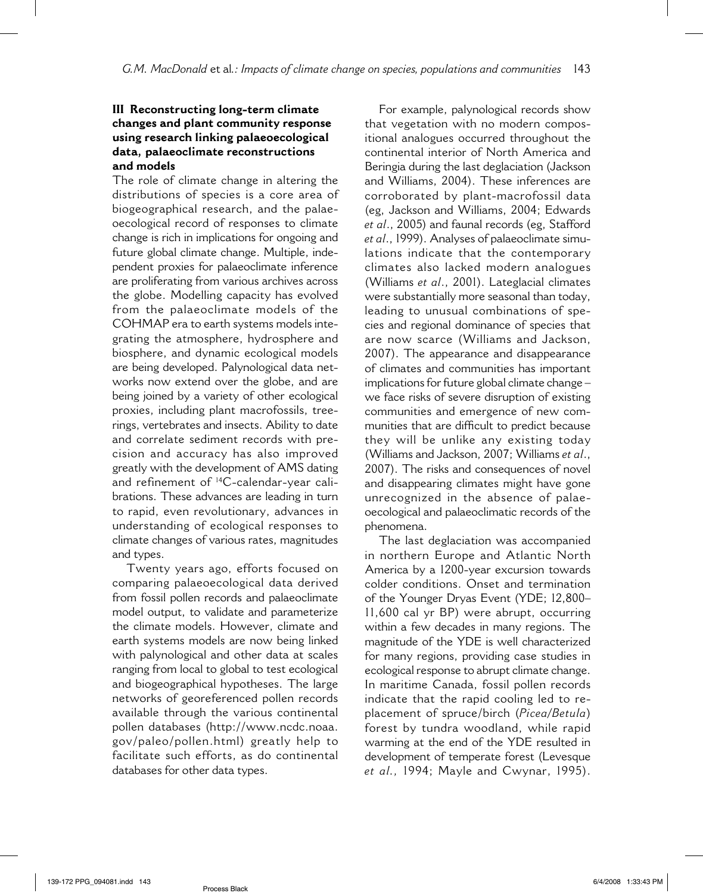## III Reconstructing long-term climate changes and plant community response using research linking palaeoecological data, palaeoclimate reconstructions and models

The role of climate change in altering the distributions of species is a core area of biogeographical research, and the palaeoecological record of responses to climate change is rich in implications for ongoing and future global climate change. Multiple, independent proxies for palaeoclimate inference are proliferating from various archives across the globe. Modelling capacity has evolved from the palaeoclimate models of the COHMAP era to earth systems models integrating the atmosphere, hydrosphere and biosphere, and dynamic ecological models are being developed. Palynological data networks now extend over the globe, and are being joined by a variety of other ecological proxies, including plant macrofossils, tree-rings, vertebrates and insects. Ability to date and correlate sediment records with precision and accuracy has also improved greatly with the development of AMS dating and refinement of $^{14}C$-calendar-year calibrations. These advances are leading in turn to rapid, even revolutionary, advances in understanding of ecological responses to climate changes of various rates, magnitudes and types.

Twenty years ago, efforts focused on comparing palaeoecological data derived from fossil pollen records and palaeoclimate model output, to validate and parameterize the climate models. However, climate and earth systems models are now being linked with palynological and other data at scales ranging from local to global to test ecological and biogeographical hypotheses. The large networks of georeferenced pollen records available through the various continental pollen databases (http://www.ncdc.noaa.gov/paleo/pollen.html) greatly help to facilitate such efforts, as do continental databases for other data types.

For example, palynological records show that vegetation with no modern compositional analogues occurred throughout the continental interior of North America and Beringia during the last deglaciation (Jackson and Williams, 2004). These inferences are corroborated by plant-macrofossil data (eg, Jackson and Williams, 2004; Edwards *et al*., 2005) and faunal records (eg, Stafford *et al*., 1999). Analyses of palaeoclimate simulations indicate that the contemporary climates also lacked modern analogues (Williams *et al*., 2001). Lateglacial climates were substantially more seasonal than today, leading to unusual combinations of species and regional dominance of species that are now scarce (Williams and Jackson, 2007). The appearance and disappearance of climates and communities has important implications for future global climate change – we face risks of severe disruption of existing communities and emergence of new communities that are difficult to predict because they will be unlike any existing today (Williams and Jackson, 2007; Williams *et al*., 2007). The risks and consequences of novel and disappearing climates might have gone unrecognized in the absence of palaeoecological and palaeoclimatic records of the phenomena.

The last deglaciation was accompanied in northern Europe and Atlantic North America by a 1200-year excursion towards colder conditions. Onset and termination of the Younger Dryas Event (YDE; 12,800–11,600 cal yr BP) were abrupt, occurring within a few decades in many regions. The magnitude of the YDE is well characterized for many regions, providing case studies in ecological response to abrupt climate change. In maritime Canada, fossil pollen records indicate that the rapid cooling led to replacement of spruce/birch (*Picea/Betula*) forest by tundra woodland, while rapid warming at the end of the YDE resulted in development of temperate forest (Levesque *et al.*, 1994; Mayle and Cwynar, 1995).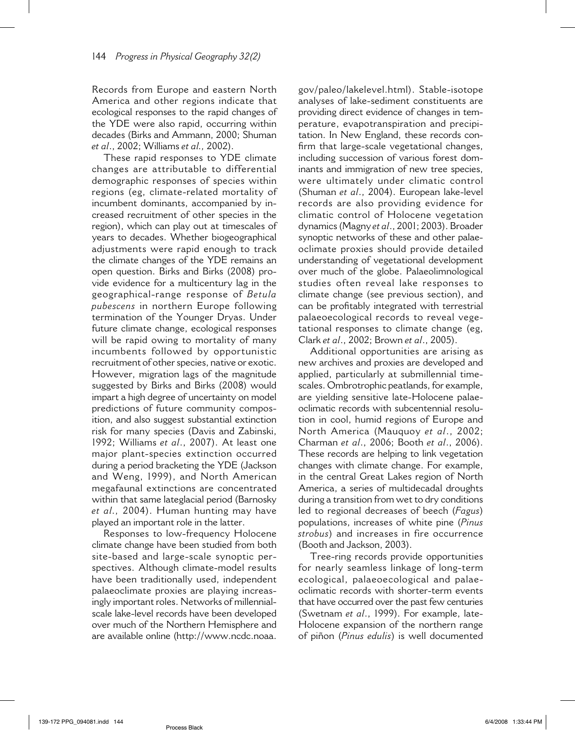Records from Europe and eastern North America and other regions indicate that ecological responses to the rapid changes of the YDE were also rapid, occurring within decades (Birks and Ammann, 2000; Shuman *et al*., 2002; Williams *et al.,* 2002).

These rapid responses to YDE climate changes are attributable to differential demographic responses of species within regions (eg, climate-related mortality of incumbent dominants, accompanied by increased recruitment of other species in the region), which can play out at timescales of years to decades. Whether biogeographical adjustments were rapid enough to track the climate changes of the YDE remains an open question. Birks and Birks (2008) provide evidence for a multicentury lag in the geographical-range response of *Betula pubescens* in northern Europe following termination of the Younger Dryas. Under future climate change, ecological responses will be rapid owing to mortality of many incumbents followed by opportunistic recruitment of other species, native or exotic. However, migration lags of the magnitude suggested by Birks and Birks (2008) would impart a high degree of uncertainty on model predictions of future community composition, and also suggest substantial extinction risk for many species (Davis and Zabinski, 1992; Williams *et al*., 2007). At least one major plant-species extinction occurred during a period bracketing the YDE (Jackson and Weng, 1999), and North American megafaunal extinctions are concentrated within that same lateglacial period (Barnosky *et al*., 2004). Human hunting may have played an important role in the latter.

Responses to low-frequency Holocene climate change have been studied from both site-based and large-scale synoptic perspectives. Although climate-model results have been traditionally used, independent palaeoclimate proxies are playing increasingly important roles. Networks of millennial-scale lake-level records have been developed over much of the Northern Hemisphere and are available online (http://www.ncdc.noaa.gov/paleo/lakelevel.html). Stable-isotope analyses of lake-sediment constituents are providing direct evidence of changes in temperature, evapotranspiration and precipitation. In New England, these records confirm that large-scale vegetational changes, including succession of various forest dominants and immigration of new tree species, were ultimately under climatic control (Shuman *et al*., 2004). European lake-level records are also providing evidence for climatic control of Holocene vegetation dynamics (Magny *et al*., 2001; 2003). Broader synoptic networks of these and other palaeoclimate proxies should provide detailed understanding of vegetational development over much of the globe. Palaeolimnological studies often reveal lake responses to climate change (see previous section), and can be profitably integrated with terrestrial palaeoecological records to reveal vegetational responses to climate change (eg, Clark *et al*., 2002; Brown *et al*., 2005).

Additional opportunities are arising as new archives and proxies are developed and applied, particularly at submillennial timescales. Ombrotrophic peatlands, for example, are yielding sensitive late-Holocene palaeoclimatic records with subcentennial resolution in cool, humid regions of Europe and North America (Mauquoy *et al*., 2002; Charman *et al*., 2006; Booth *et al*., 2006). These records are helping to link vegetation changes with climate change. For example, in the central Great Lakes region of North America, a series of multidecadal droughts during a transition from wet to dry conditions led to regional decreases of beech (*Fagus*) populations, increases of white pine (*Pinus strobus*) and increases in fire occurrence (Booth and Jackson, 2003).

Tree-ring records provide opportunities for nearly seamless linkage of long-term ecological, palaeoecological and palaeoclimatic records with shorter-term events that have occurred over the past few centuries (Swetnam *et al*., 1999). For example, late-Holocene expansion of the northern range of piñon (*Pinus edulis*) is well documented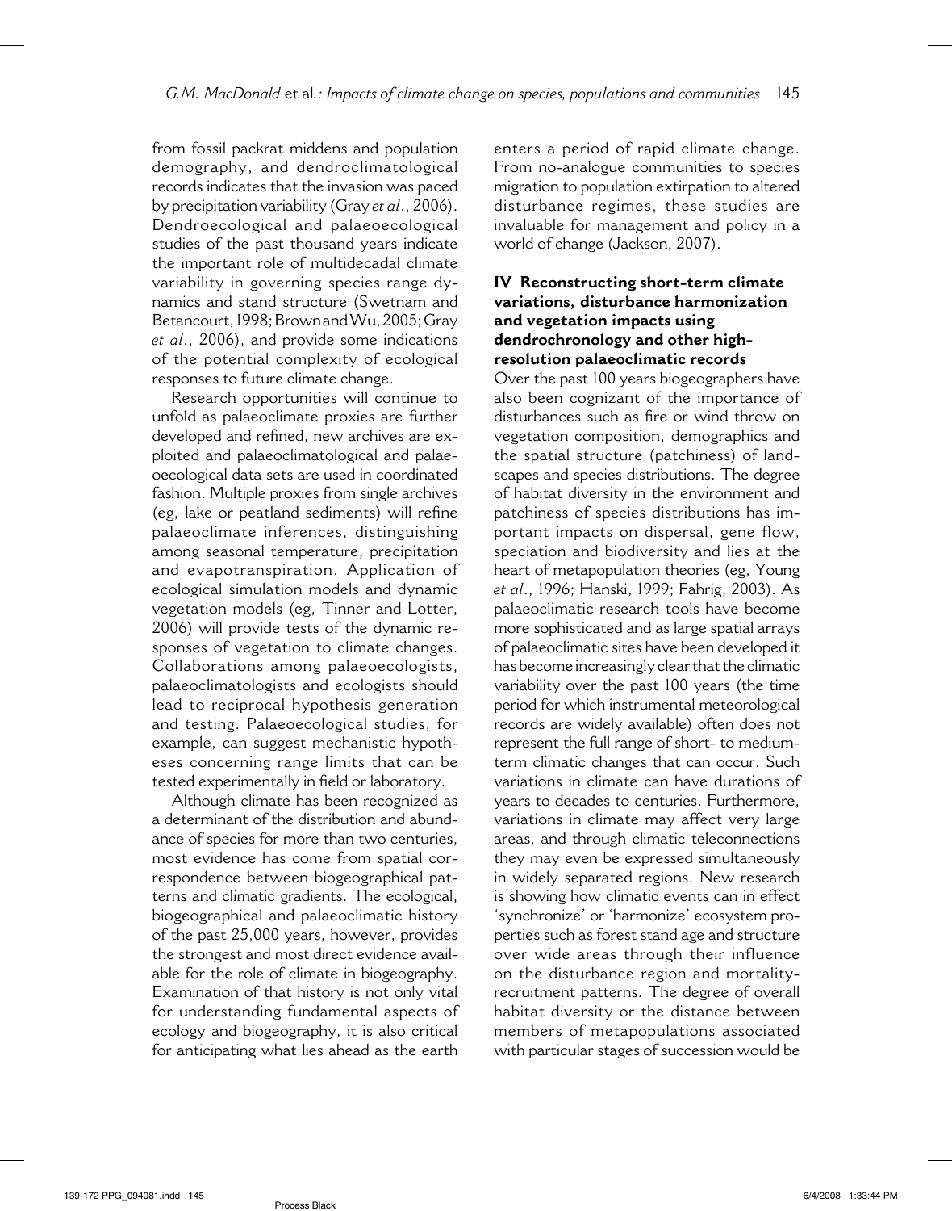from fossil packrat middens and population demography, and dendroclimatological records indicates that the invasion was paced by precipitation variability (Gray *et al*., 2006). Dendroecological and palaeoecological studies of the past thousand years indicate the important role of multidecadal climate variability in governing species range dynamics and stand structure (Swetnam and Betancourt, 1998; Brown and Wu, 2005; Gray *et al*., 2006), and provide some indications of the potential complexity of ecological responses to future climate change.

Research opportunities will continue to unfold as palaeoclimate proxies are further developed and refined, new archives are exploited and palaeoclimatological and palaeoecological data sets are used in coordinated fashion. Multiple proxies from single archives (eg, lake or peatland sediments) will refine palaeoclimate inferences, distinguishing among seasonal temperature, precipitation and evapotranspiration. Application of ecological simulation models and dynamic vegetation models (eg, Tinner and Lotter, 2006) will provide tests of the dynamic responses of vegetation to climate changes. Collaborations among palaeoecologists, palaeoclimatologists and ecologists should lead to reciprocal hypothesis generation and testing. Palaeoecological studies, for example, can suggest mechanistic hypotheses concerning range limits that can be tested experimentally in field or laboratory.

Although climate has been recognized as a determinant of the distribution and abundance of species for more than two centuries, most evidence has come from spatial correspondence between biogeographical patterns and climatic gradients. The ecological, biogeographical and palaeoclimatic history of the past 25,000 years, however, provides the strongest and most direct evidence available for the role of climate in biogeography. Examination of that history is not only vital for understanding fundamental aspects of ecology and biogeography, it is also critical for anticipating what lies ahead as the earth enters a period of rapid climate change. From no-analogue communities to species migration to population extirpation to altered disturbance regimes, these studies are invaluable for management and policy in a world of change (Jackson, 2007).

## IV Reconstructing short-term climate variations, disturbance harmonization and vegetation impacts using dendrochronology and other high-resolution palaeoclimatic records

Over the past 100 years biogeographers have also been cognizant of the importance of disturbances such as fire or wind throw on vegetation composition, demographics and the spatial structure (patchiness) of landscapes and species distributions. The degree of habitat diversity in the environment and patchiness of species distributions has important impacts on dispersal, gene flow, speciation and biodiversity and lies at the heart of metapopulation theories (eg, Young *et al*., 1996; Hanski, 1999; Fahrig, 2003). As palaeoclimatic research tools have become more sophisticated and as large spatial arrays of palaeoclimatic sites have been developed it has become increasingly clear that the climatic variability over the past 100 years (the time period for which instrumental meteorological records are widely available) often does not represent the full range of short- to medium-term climatic changes that can occur. Such variations in climate can have durations of years to decades to centuries. Furthermore, variations in climate may affect very large areas, and through climatic teleconnections they may even be expressed simultaneously in widely separated regions. New research is showing how climatic events can in effect 'synchronize' or 'harmonize' ecosystem properties such as forest stand age and structure over wide areas through their influence on the disturbance region and mortality-recruitment patterns. The degree of overall habitat diversity or the distance between members of metapopulations associated with particular stages of succession would be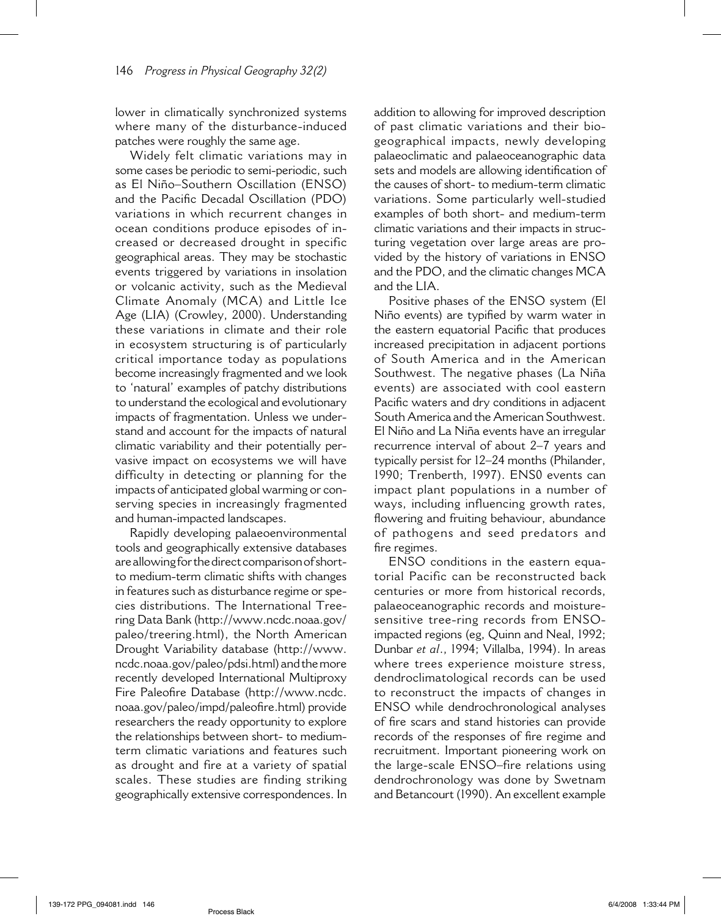lower in climatically synchronized systems where many of the disturbance-induced patches were roughly the same age.

Widely felt climatic variations may in some cases be periodic to semi-periodic, such as El Niño–Southern Oscillation (ENSO) and the Pacific Decadal Oscillation (PDO) variations in which recurrent changes in ocean conditions produce episodes of increased or decreased drought in specific geographical areas. They may be stochastic events triggered by variations in insolation or volcanic activity, such as the Medieval Climate Anomaly (MCA) and Little Ice Age (LIA) (Crowley, 2000). Understanding these variations in climate and their role in ecosystem structuring is of particularly critical importance today as populations become increasingly fragmented and we look to 'natural' examples of patchy distributions to understand the ecological and evolutionary impacts of fragmentation. Unless we understand and account for the impacts of natural climatic variability and their potentially pervasive impact on ecosystems we will have difficulty in detecting or planning for the impacts of anticipated global warming or conserving species in increasingly fragmented and human-impacted landscapes.

Rapidly developing palaeoenvironmental tools and geographically extensive databases are allowing for the direct comparison of short- to medium-term climatic shifts with changes in features such as disturbance regime or species distributions. The International Tree-ring Data Bank (http://www.ncdc.noaa.gov/paleo/treering.html), the North American Drought Variability database (http://www.ncdc.noaa.gov/paleo/pdsi.html) and the more recently developed International Multiproxy Fire Paleofire Database (http://www.ncdc.noaa.gov/paleo/impd/paleofire.html) provide researchers the ready opportunity to explore the relationships between short- to medium-term climatic variations and features such as drought and fire at a variety of spatial scales. These studies are finding striking geographically extensive correspondences. In addition to allowing for improved description of past climatic variations and their biogeographical impacts, newly developing palaeoclimatic and palaeoceanographic data sets and models are allowing identification of the causes of short- to medium-term climatic variations. Some particularly well-studied examples of both short- and medium-term climatic variations and their impacts in structuring vegetation over large areas are provided by the history of variations in ENSO and the PDO, and the climatic changes MCA and the LIA.

Positive phases of the ENSO system (El Niño events) are typified by warm water in the eastern equatorial Pacific that produces increased precipitation in adjacent portions of South America and in the American Southwest. The negative phases (La Niña events) are associated with cool eastern Pacific waters and dry conditions in adjacent South America and the American Southwest. El Niño and La Niña events have an irregular recurrence interval of about 2–7 years and typically persist for 12–24 months (Philander, 1990; Trenberth, 1997). ENS0 events can impact plant populations in a number of ways, including influencing growth rates, flowering and fruiting behaviour, abundance of pathogens and seed predators and fire regimes.

ENSO conditions in the eastern equatorial Pacific can be reconstructed back centuries or more from historical records, palaeoceanographic records and moisture-sensitive tree-ring records from ENSO-impacted regions (eg, Quinn and Neal, 1992; Dunbar *et al*., 1994; Villalba, 1994). In areas where trees experience moisture stress, dendroclimatological records can be used to reconstruct the impacts of changes in ENSO while dendrochronological analyses of fire scars and stand histories can provide records of the responses of fire regime and recruitment. Important pioneering work on the large-scale ENSO–fire relations using dendrochronology was done by Swetnam and Betancourt (1990). An excellent example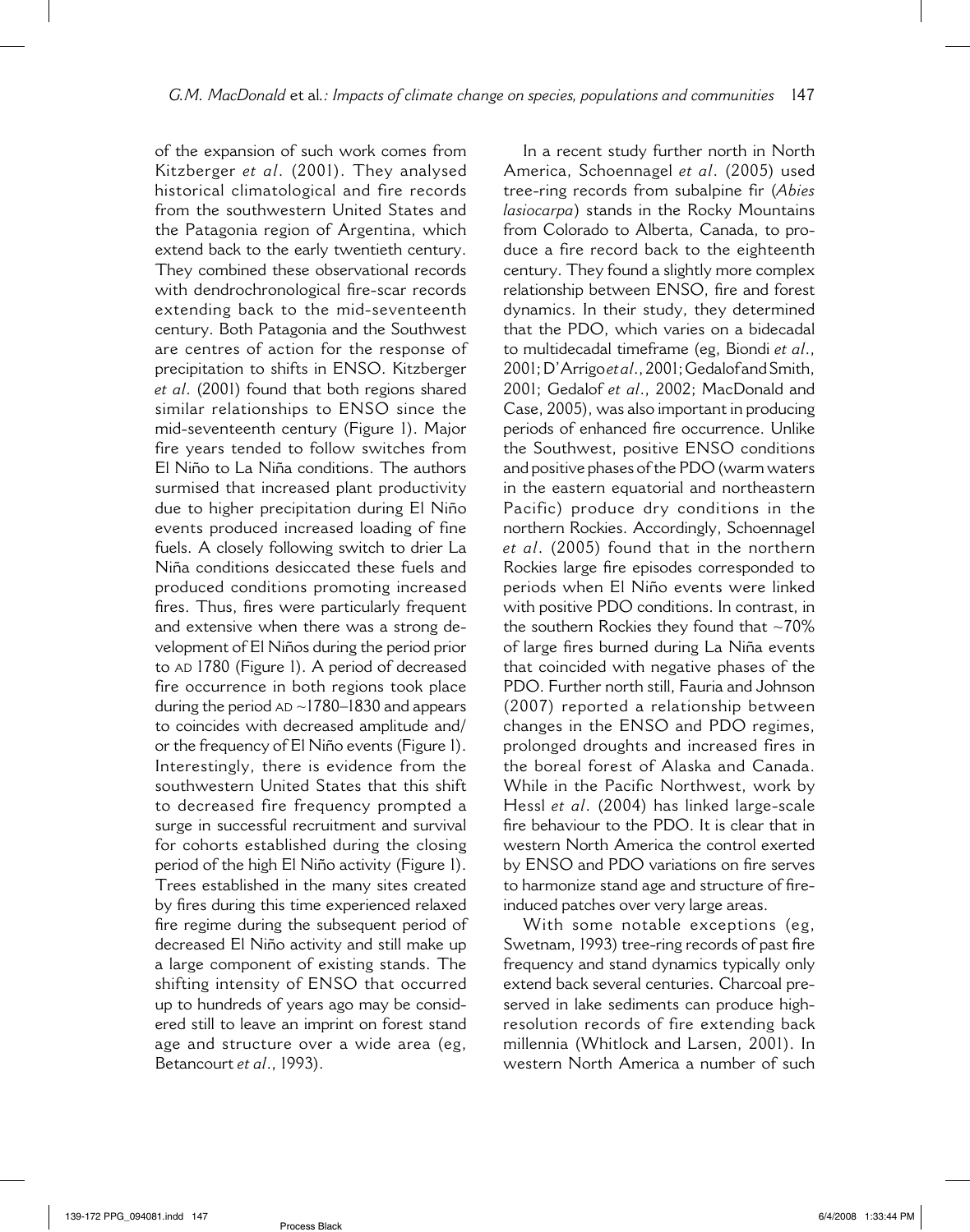of the expansion of such work comes from Kitzberger *et al*. (2001). They analysed historical climatological and fire records from the southwestern United States and the Patagonia region of Argentina, which extend back to the early twentieth century. They combined these observational records with dendrochronological fire-scar records extending back to the mid-seventeenth century. Both Patagonia and the Southwest are centres of action for the response of precipitation to shifts in ENSO. Kitzberger *et al*. (2001) found that both regions shared similar relationships to ENSO since the mid-seventeenth century (Figure 1). Major fire years tended to follow switches from El Niño to La Niña conditions. The authors surmised that increased plant productivity due to higher precipitation during El Niño events produced increased loading of fine fuels. A closely following switch to drier La Niña conditions desiccated these fuels and produced conditions promoting increased fires. Thus, fires were particularly frequent and extensive when there was a strong development of El Niños during the period prior to AD 1780 (Figure 1). A period of decreased fire occurrence in both regions took place during the period AD ~1780–1830 and appears to coincides with decreased amplitude and/or the frequency of El Niño events (Figure 1). Interestingly, there is evidence from the southwestern United States that this shift to decreased fire frequency prompted a surge in successful recruitment and survival for cohorts established during the closing period of the high El Niño activity (Figure 1). Trees established in the many sites created by fires during this time experienced relaxed fire regime during the subsequent period of decreased El Niño activity and still make up a large component of existing stands. The shifting intensity of ENSO that occurred up to hundreds of years ago may be considered still to leave an imprint on forest stand age and structure over a wide area (eg, Betancourt *et al*., 1993).

In a recent study further north in North America, Schoennagel *et al*. (2005) used tree-ring records from subalpine fir (*Abies lasiocarpa*) stands in the Rocky Mountains from Colorado to Alberta, Canada, to produce a fire record back to the eighteenth century. They found a slightly more complex relationship between ENSO, fire and forest dynamics. In their study, they determined that the PDO, which varies on a bidecadal to multidecadal timeframe (eg, Biondi *et al*., 2001; D'Arrigo *et al*., 2001; Gedalof and Smith, 2001; Gedalof *et al*., 2002; MacDonald and Case, 2005), was also important in producing periods of enhanced fire occurrence. Unlike the Southwest, positive ENSO conditions and positive phases of the PDO (warm waters in the eastern equatorial and northeastern Pacific) produce dry conditions in the northern Rockies. Accordingly, Schoennagel *et al*. (2005) found that in the northern Rockies large fire episodes corresponded to periods when El Niño events were linked with positive PDO conditions. In contrast, in the southern Rockies they found that ~70% of large fires burned during La Niña events that coincided with negative phases of the PDO. Further north still, Fauria and Johnson (2007) reported a relationship between changes in the ENSO and PDO regimes, prolonged droughts and increased fires in the boreal forest of Alaska and Canada. While in the Pacific Northwest, work by Hessl *et al*. (2004) has linked large-scale fire behaviour to the PDO. It is clear that in western North America the control exerted by ENSO and PDO variations on fire serves to harmonize stand age and structure of fire-induced patches over very large areas.

With some notable exceptions (eg, Swetnam, 1993) tree-ring records of past fire frequency and stand dynamics typically only extend back several centuries. Charcoal preserved in lake sediments can produce high-resolution records of fire extending back millennia (Whitlock and Larsen, 2001). In western North America a number of such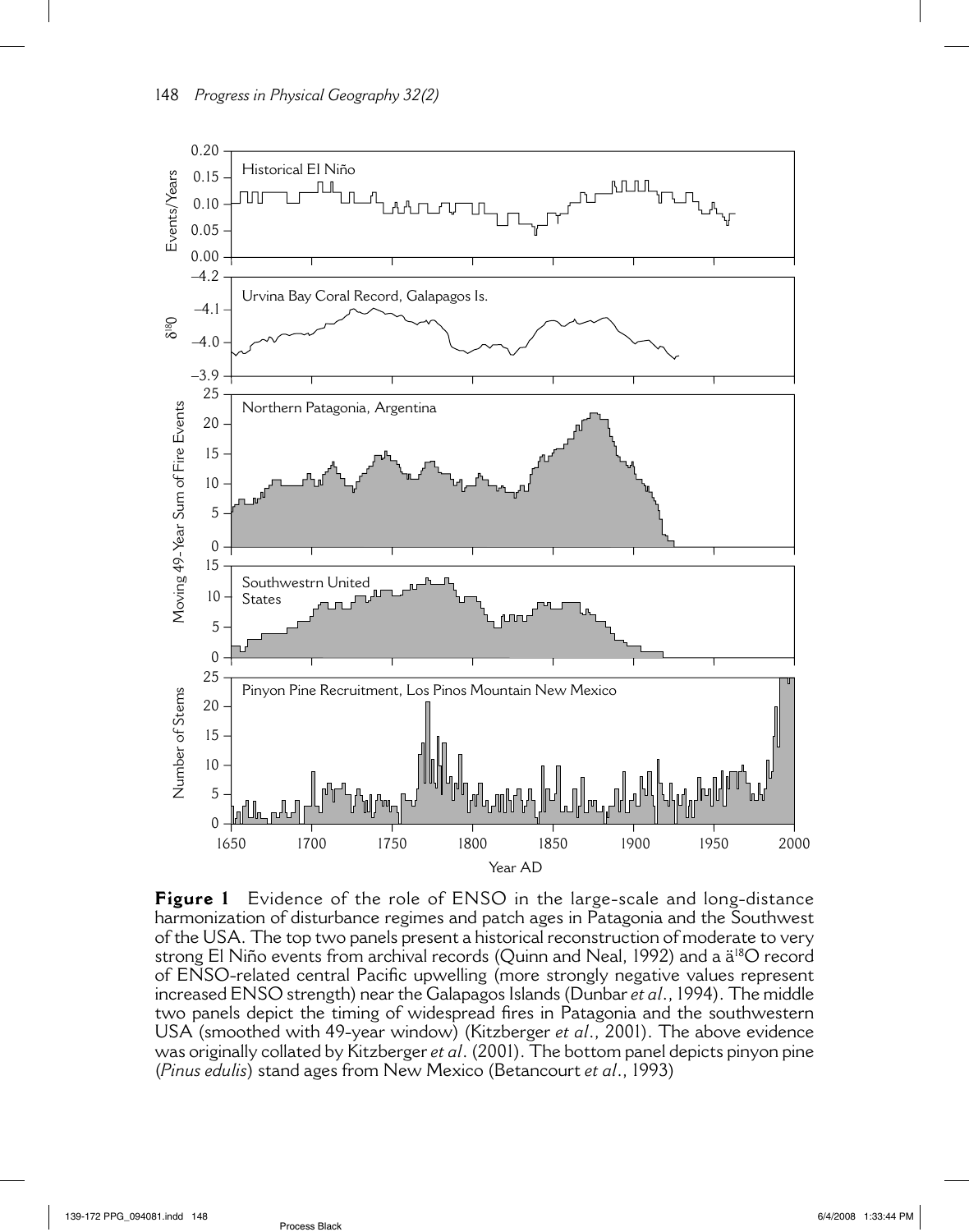**Figure 1** Evidence of the role of ENSO in the large-scale and long-distance harmonization of disturbance regimes and patch ages in Patagonia and the Southwest of the USA. The top two panels present a historical reconstruction of moderate to very strong El Niño events from archival records (Quinn and Neal, 1992) and a ä[18]O record of ENSO-related central Pacific upwelling (more strongly negative values represent increased ENSO strength) near the Galapagos Islands (Dunbar *et al*., 1994). The middle two panels depict the timing of widespread fires in Patagonia and the southwestern USA (smoothed with 49-year window) (Kitzberger *et al*., 2001). The above evidence was originally collated by Kitzberger *et al*. (2001). The bottom panel depicts pinyon pine (*Pinus edulis*) stand ages from New Mexico (Betancourt *et al*., 1993)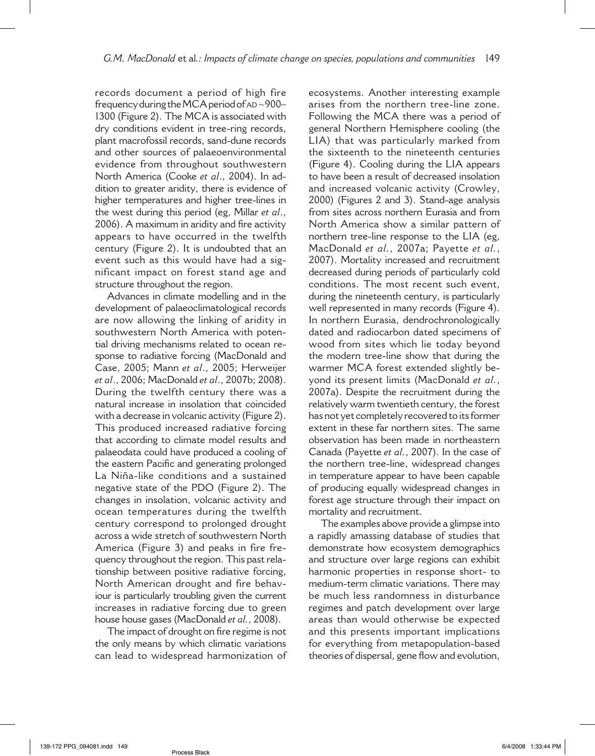records document a period of high fire frequency during the MCA period of AD ~900–1300 (Figure 2). The MCA is associated with dry conditions evident in tree-ring records, plant macrofossil records, sand-dune records and other sources of palaeoenvironmental evidence from throughout southwestern North America (Cooke *et al*., 2004). In addition to greater aridity, there is evidence of higher temperatures and higher tree-lines in the west during this period (eg, Millar *et al*., 2006). A maximum in aridity and fire activity appears to have occurred in the twelfth century (Figure 2). It is undoubted that an event such as this would have had a significant impact on forest stand age and structure throughout the region.

Advances in climate modelling and in the development of palaeoclimatological records are now allowing the linking of aridity in southwestern North America with potential driving mechanisms related to ocean response to radiative forcing (MacDonald and Case, 2005; Mann *et al*., 2005; Herweijer *et al*., 2006; MacDonald *et al*., 2007b; 2008). During the twelfth century there was a natural increase in insolation that coincided with a decrease in volcanic activity (Figure 2). This produced increased radiative forcing that according to climate model results and palaeodata could have produced a cooling of the eastern Pacific and generating prolonged La Niña-like conditions and a sustained negative state of the PDO (Figure 2). The changes in insolation, volcanic activity and ocean temperatures during the twelfth century correspond to prolonged drought across a wide stretch of southwestern North America (Figure 3) and peaks in fire frequency throughout the region. This past relationship between positive radiative forcing, North American drought and fire behaviour is particularly troubling given the current increases in radiative forcing due to green house house gases (MacDonald *et al*., 2008).

The impact of drought on fire regime is not the only means by which climatic variations can lead to widespread harmonization of ecosystems. Another interesting example arises from the northern tree-line zone. Following the MCA there was a period of general Northern Hemisphere cooling (the LIA) that was particularly marked from the sixteenth to the nineteenth centuries (Figure 4). Cooling during the LIA appears to have been a result of decreased insolation and increased volcanic activity (Crowley, 2000) (Figures 2 and 3). Stand-age analysis from sites across northern Eurasia and from North America show a similar pattern of northern tree-line response to the LIA (eg, MacDonald *et al*., 2007a; Payette *et al*., 2007). Mortality increased and recruitment decreased during periods of particularly cold conditions. The most recent such event, during the nineteenth century, is particularly well represented in many records (Figure 4). In northern Eurasia, dendrochronologically dated and radiocarbon dated specimens of wood from sites which lie today beyond the modern tree-line show that during the warmer MCA forest extended slightly beyond its present limits (MacDonald *et al*., 2007a). Despite the recruitment during the relatively warm twentieth century, the forest has not yet completely recovered to its former extent in these far northern sites. The same observation has been made in northeastern Canada (Payette *et al*., 2007). In the case of the northern tree-line, widespread changes in temperature appear to have been capable of producing equally widespread changes in forest age structure through their impact on mortality and recruitment.

The examples above provide a glimpse into a rapidly amassing database of studies that demonstrate how ecosystem demographics and structure over large regions can exhibit harmonic properties in response short- to medium-term climatic variations. There may be much less randomness in disturbance regimes and patch development over large areas than would otherwise be expected and this presents important implications for everything from metapopulation-based theories of dispersal, gene flow and evolution,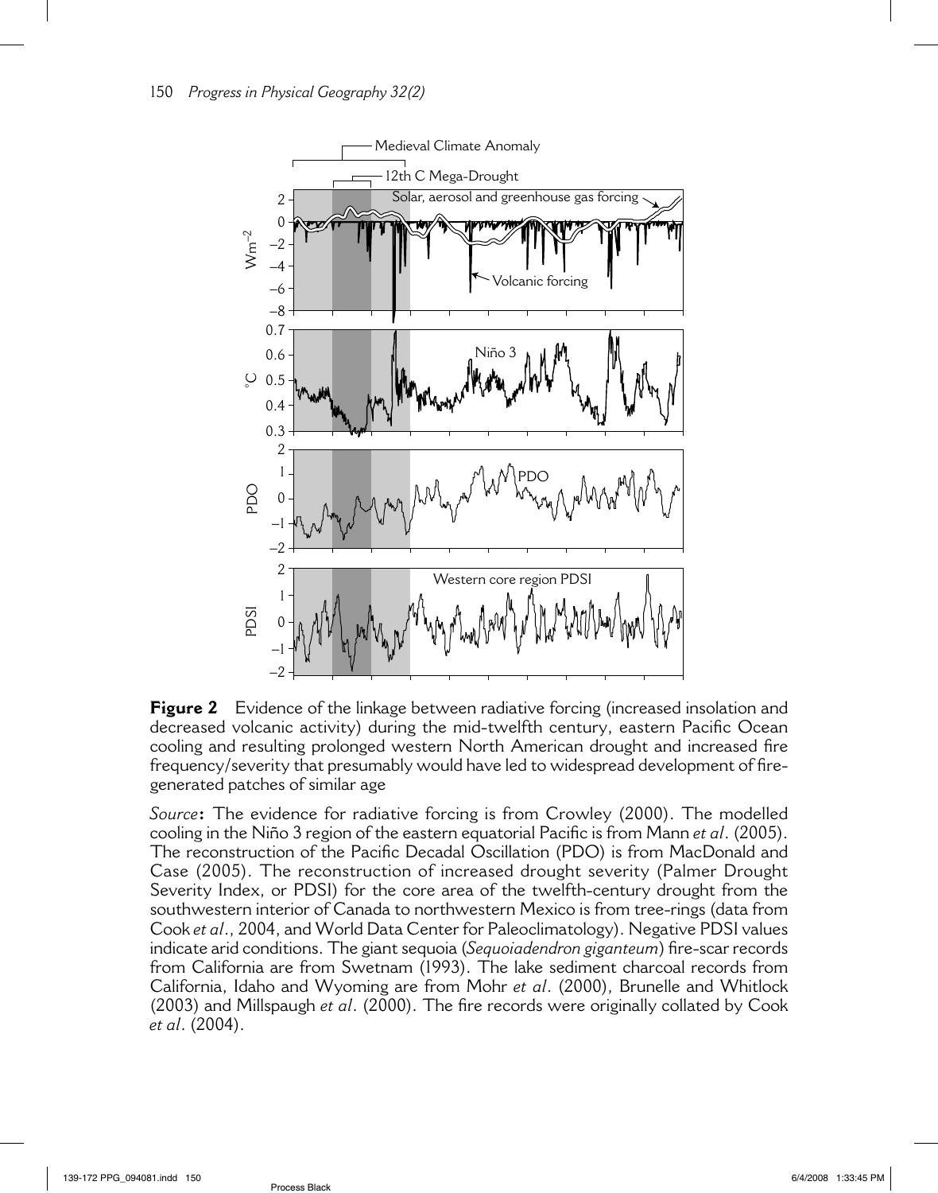**Figure 2** Evidence of the linkage between radiative forcing (increased insolation and decreased volcanic activity) during the mid-twelfth century, eastern Pacific Ocean cooling and resulting prolonged western North American drought and increased fire frequency/severity that presumably would have led to widespread development of fire-generated patches of similar age

*Source***:** The evidence for radiative forcing is from Crowley (2000). The modelled cooling in the Niño 3 region of the eastern equatorial Pacific is from Mann *et al*. (2005). The reconstruction of the Pacific Decadal Oscillation (PDO) is from MacDonald and Case (2005). The reconstruction of increased drought severity (Palmer Drought Severity Index, or PDSI) for the core area of the twelfth-century drought from the southwestern interior of Canada to northwestern Mexico is from tree-rings (data from Cook *et al*., 2004, and World Data Center for Paleoclimatology). Negative PDSI values indicate arid conditions. The giant sequoia (*Sequoiadendron giganteum*) fire-scar records from California are from Swetnam (1993). The lake sediment charcoal records from California, Idaho and Wyoming are from Mohr *et al*. (2000), Brunelle and Whitlock (2003) and Millspaugh *et al*. (2000). The fire records were originally collated by Cook *et al*. (2004).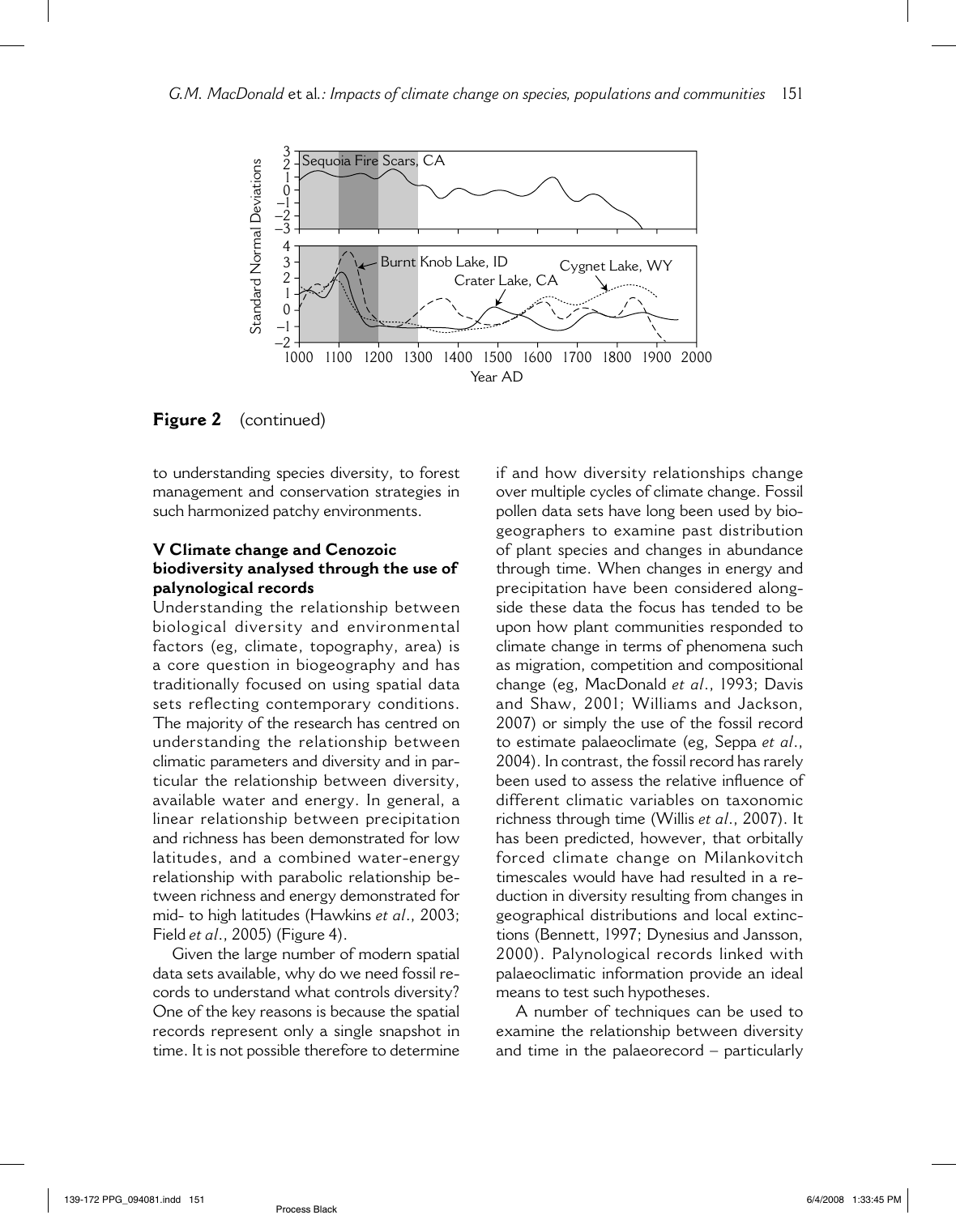**Figure 2** (continued)

to understanding species diversity, to forest management and conservation strategies in such harmonized patchy environments.

## V Climate change and Cenozoic biodiversity analysed through the use of palynological records

Understanding the relationship between biological diversity and environmental factors (eg, climate, topography, area) is a core question in biogeography and has traditionally focused on using spatial data sets reflecting contemporary conditions. The majority of the research has centred on understanding the relationship between climatic parameters and diversity and in particular the relationship between diversity, available water and energy. In general, a linear relationship between precipitation and richness has been demonstrated for low latitudes, and a combined water-energy relationship with parabolic relationship between richness and energy demonstrated for mid- to high latitudes (Hawkins *et al*., 2003; Field *et al*., 2005) (Figure 4).

Given the large number of modern spatial data sets available, why do we need fossil records to understand what controls diversity? One of the key reasons is because the spatial records represent only a single snapshot in time. It is not possible therefore to determine if and how diversity relationships change over multiple cycles of climate change. Fossil pollen data sets have long been used by biogeographers to examine past distribution of plant species and changes in abundance through time. When changes in energy and precipitation have been considered alongside these data the focus has tended to be upon how plant communities responded to climate change in terms of phenomena such as migration, competition and compositional change (eg, MacDonald *et al*., 1993; Davis and Shaw, 2001; Williams and Jackson, 2007) or simply the use of the fossil record to estimate palaeoclimate (eg, Seppa *et al*., 2004). In contrast, the fossil record has rarely been used to assess the relative influence of different climatic variables on taxonomic richness through time (Willis *et al*., 2007). It has been predicted, however, that orbitally forced climate change on Milankovitch timescales would have had resulted in a reduction in diversity resulting from changes in geographical distributions and local extinctions (Bennett, 1997; Dynesius and Jansson, 2000). Palynological records linked with palaeoclimatic information provide an ideal means to test such hypotheses.

A number of techniques can be used to examine the relationship between diversity and time in the palaeorecord – particularly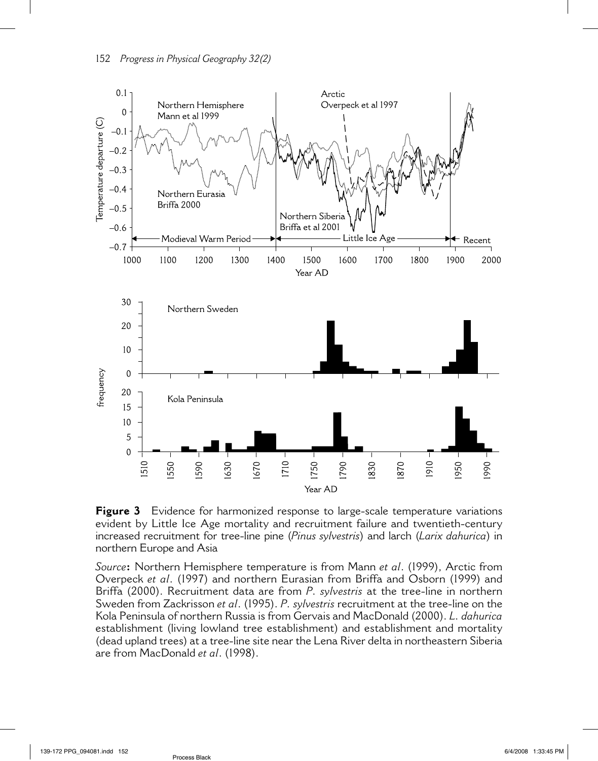**Figure 3** Evidence for harmonized response to large-scale temperature variations evident by Little Ice Age mortality and recruitment failure and twentieth-century increased recruitment for tree-line pine (*Pinus sylvestris*) and larch (*Larix dahurica*) in northern Europe and Asia

*Source*: Northern Hemisphere temperature is from Mann *et al*. (1999), Arctic from Overpeck *et al*. (1997) and northern Eurasian from Briffa and Osborn (1999) and Briffa (2000). Recruitment data are from *P. sylvestris* at the tree-line in northern Sweden from Zackrisson *et al*. (1995). *P. sylvestris* recruitment at the tree-line on the Kola Peninsula of northern Russia is from Gervais and MacDonald (2000). *L. dahurica* establishment (living lowland tree establishment) and establishment and mortality (dead upland trees) at a tree-line site near the Lena River delta in northeastern Siberia are from MacDonald *et al*. (1998).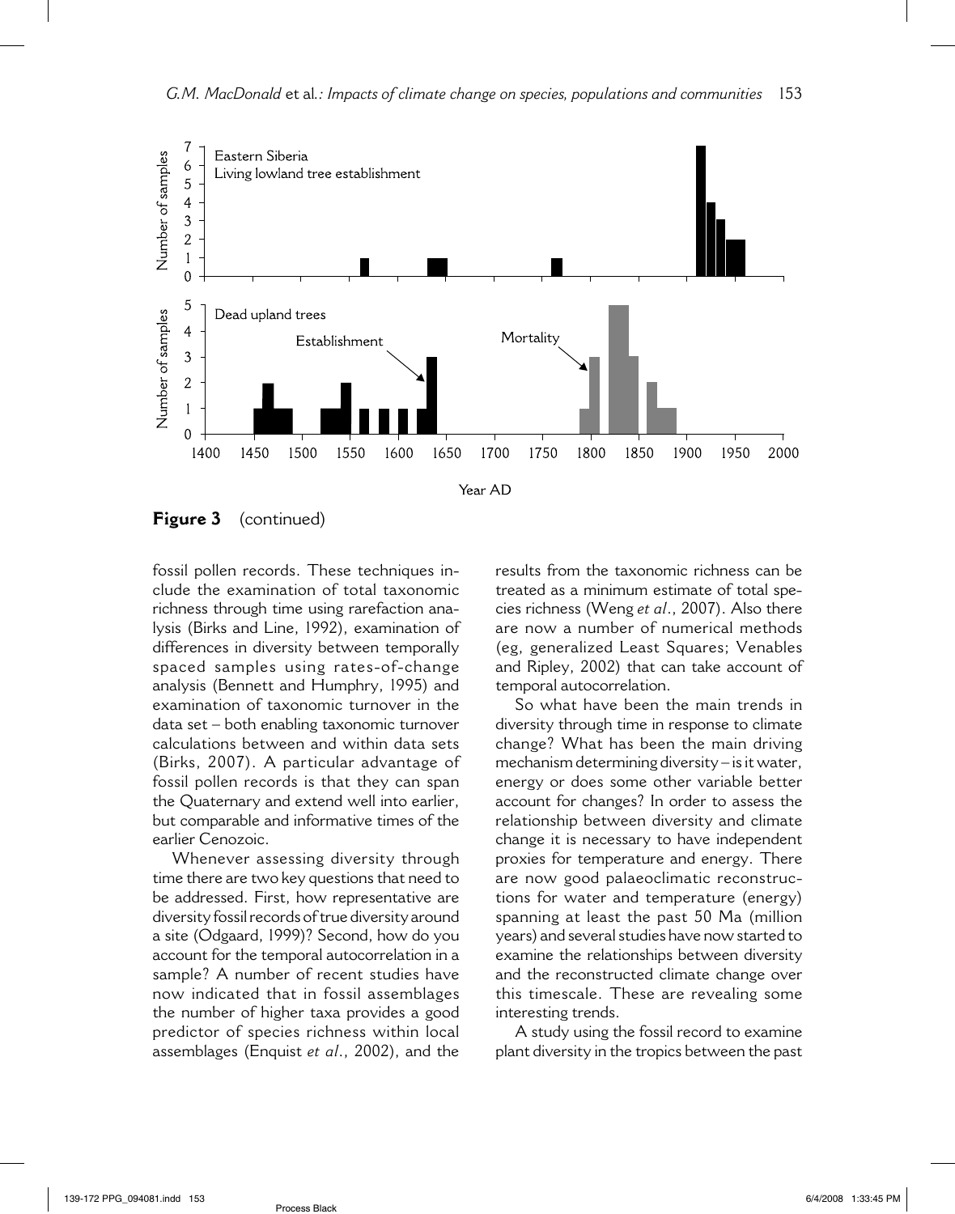**Figure 3** (continued)

fossil pollen records. These techniques include the examination of total taxonomic richness through time using rarefaction analysis (Birks and Line, 1992), examination of differences in diversity between temporally spaced samples using rates-of-change analysis (Bennett and Humphry, 1995) and examination of taxonomic turnover in the data set – both enabling taxonomic turnover calculations between and within data sets (Birks, 2007). A particular advantage of fossil pollen records is that they can span the Quaternary and extend well into earlier, but comparable and informative times of the earlier Cenozoic.

Whenever assessing diversity through time there are two key questions that need to be addressed. First, how representative are diversity fossil records of true diversity around a site (Odgaard, 1999)? Second, how do you account for the temporal autocorrelation in a sample? A number of recent studies have now indicated that in fossil assemblages the number of higher taxa provides a good predictor of species richness within local assemblages (Enquist *et al*., 2002), and the results from the taxonomic richness can be treated as a minimum estimate of total species richness (Weng *et al*., 2007). Also there are now a number of numerical methods (eg, generalized Least Squares; Venables and Ripley, 2002) that can take account of temporal autocorrelation.

So what have been the main trends in diversity through time in response to climate change? What has been the main driving mechanism determining diversity – is it water, energy or does some other variable better account for changes? In order to assess the relationship between diversity and climate change it is necessary to have independent proxies for temperature and energy. There are now good palaeoclimatic reconstructions for water and temperature (energy) spanning at least the past 50 Ma (million years) and several studies have now started to examine the relationships between diversity and the reconstructed climate change over this timescale. These are revealing some interesting trends.

A study using the fossil record to examine plant diversity in the tropics between the past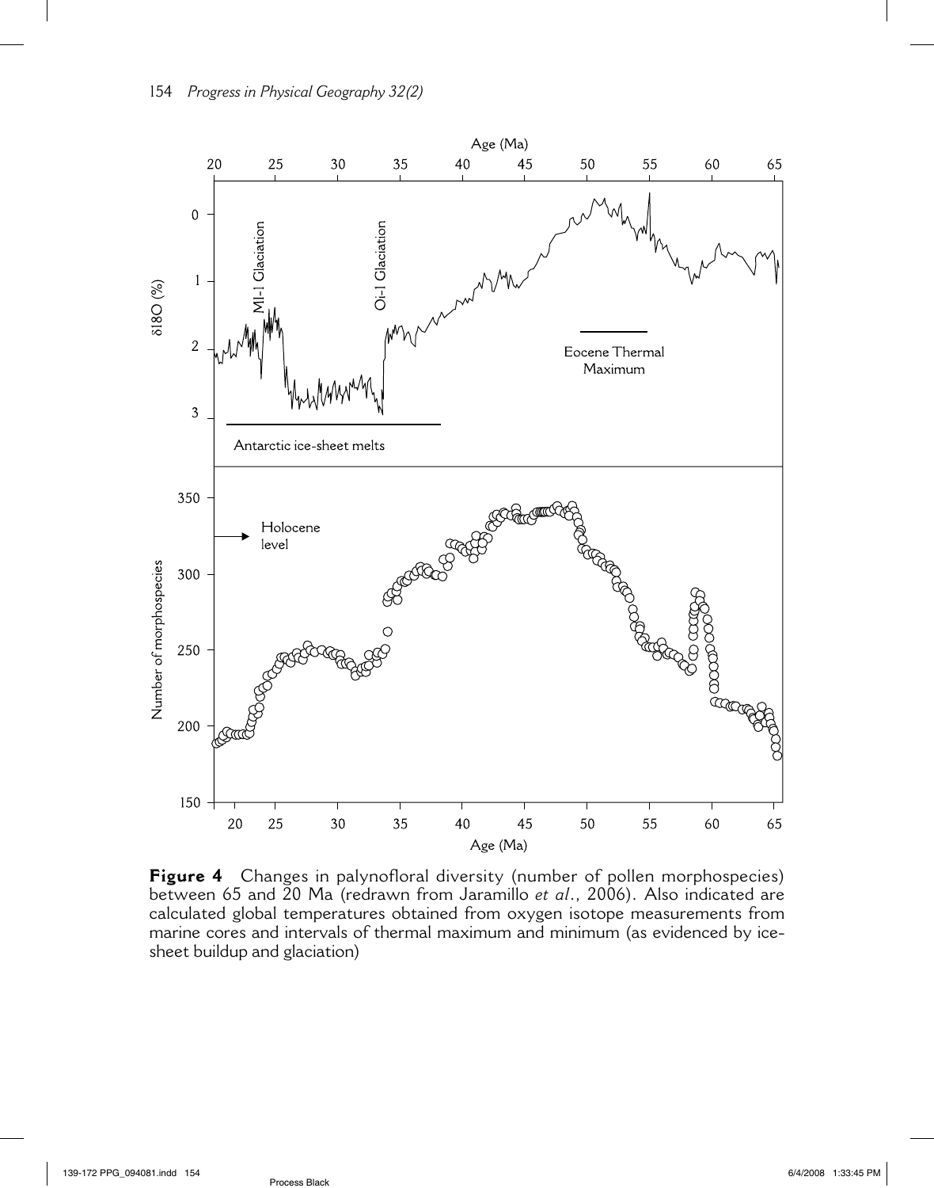**Figure 4** Changes in palynofloral diversity (number of pollen morphospecies) between 65 and 20 Ma (redrawn from Jaramillo *et al*., 2006). Also indicated are calculated global temperatures obtained from oxygen isotope measurements from marine cores and intervals of thermal maximum and minimum (as evidenced by ice-sheet buildup and glaciation)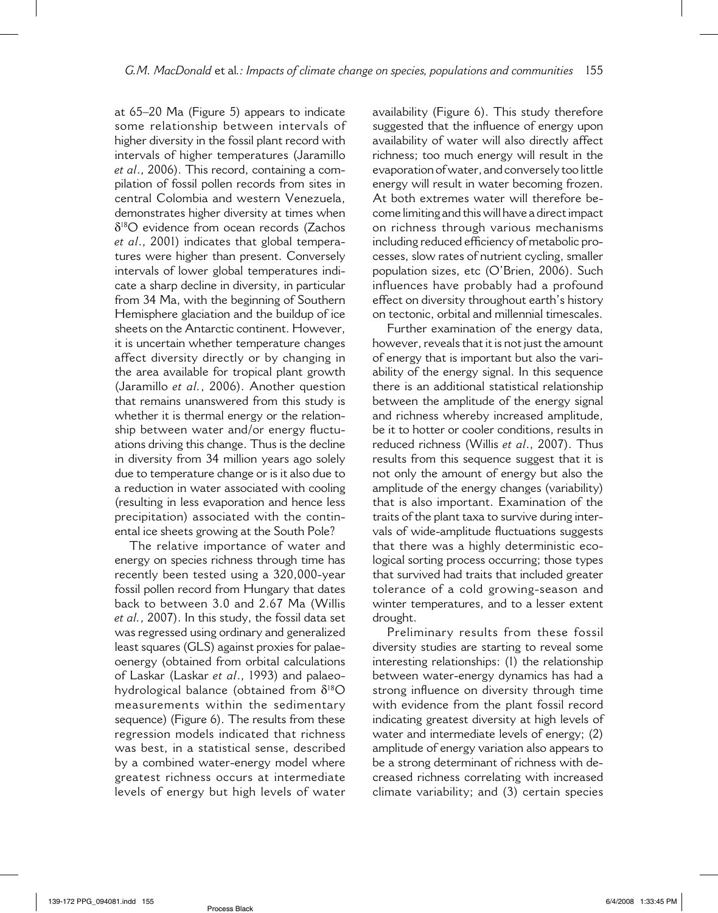at 65–20 Ma (Figure 5) appears to indicate some relationship between intervals of higher diversity in the fossil plant record with intervals of higher temperatures (Jaramillo *et al*., 2006). This record, containing a compilation of fossil pollen records from sites in central Colombia and western Venezuela, demonstrates higher diversity at times when $\delta^{18}O$ evidence from ocean records (Zachos *et al*., 2001) indicates that global temperatures were higher than present. Conversely intervals of lower global temperatures indicate a sharp decline in diversity, in particular from 34 Ma, with the beginning of Southern Hemisphere glaciation and the buildup of ice sheets on the Antarctic continent. However, it is uncertain whether temperature changes affect diversity directly or by changing in the area available for tropical plant growth (Jaramillo *et al.*, 2006). Another question that remains unanswered from this study is whether it is thermal energy or the relationship between water and/or energy fluctuations driving this change. Thus is the decline in diversity from 34 million years ago solely due to temperature change or is it also due to a reduction in water associated with cooling (resulting in less evaporation and hence less precipitation) associated with the continental ice sheets growing at the South Pole?

The relative importance of water and energy on species richness through time has recently been tested using a 320,000-year fossil pollen record from Hungary that dates back to between 3.0 and 2.67 Ma (Willis *et al.*, 2007). In this study, the fossil data set was regressed using ordinary and generalized least squares (GLS) against proxies for palaeoenergy (obtained from orbital calculations of Laskar (Laskar *et al*., 1993) and palaeohydrological balance (obtained from $\delta^{18}O$ measurements within the sedimentary sequence) (Figure 6). The results from these regression models indicated that richness was best, in a statistical sense, described by a combined water-energy model where greatest richness occurs at intermediate levels of energy but high levels of water availability (Figure 6). This study therefore suggested that the influence of energy upon availability of water will also directly affect richness; too much energy will result in the evaporation of water, and conversely too little energy will result in water becoming frozen. At both extremes water will therefore become limiting and this will have a direct impact on richness through various mechanisms including reduced efficiency of metabolic processes, slow rates of nutrient cycling, smaller population sizes, etc (O'Brien, 2006). Such influences have probably had a profound effect on diversity throughout earth's history on tectonic, orbital and millennial timescales.

Further examination of the energy data, however, reveals that it is not just the amount of energy that is important but also the variability of the energy signal. In this sequence there is an additional statistical relationship between the amplitude of the energy signal and richness whereby increased amplitude, be it to hotter or cooler conditions, results in reduced richness (Willis *et al*., 2007). Thus results from this sequence suggest that it is not only the amount of energy but also the amplitude of the energy changes (variability) that is also important. Examination of the traits of the plant taxa to survive during intervals of wide-amplitude fluctuations suggests that there was a highly deterministic ecological sorting process occurring; those types that survived had traits that included greater tolerance of a cold growing-season and winter temperatures, and to a lesser extent drought.

Preliminary results from these fossil diversity studies are starting to reveal some interesting relationships: (1) the relationship between water-energy dynamics has had a strong influence on diversity through time with evidence from the plant fossil record indicating greatest diversity at high levels of water and intermediate levels of energy; (2) amplitude of energy variation also appears to be a strong determinant of richness with decreased richness correlating with increased climate variability; and (3) certain species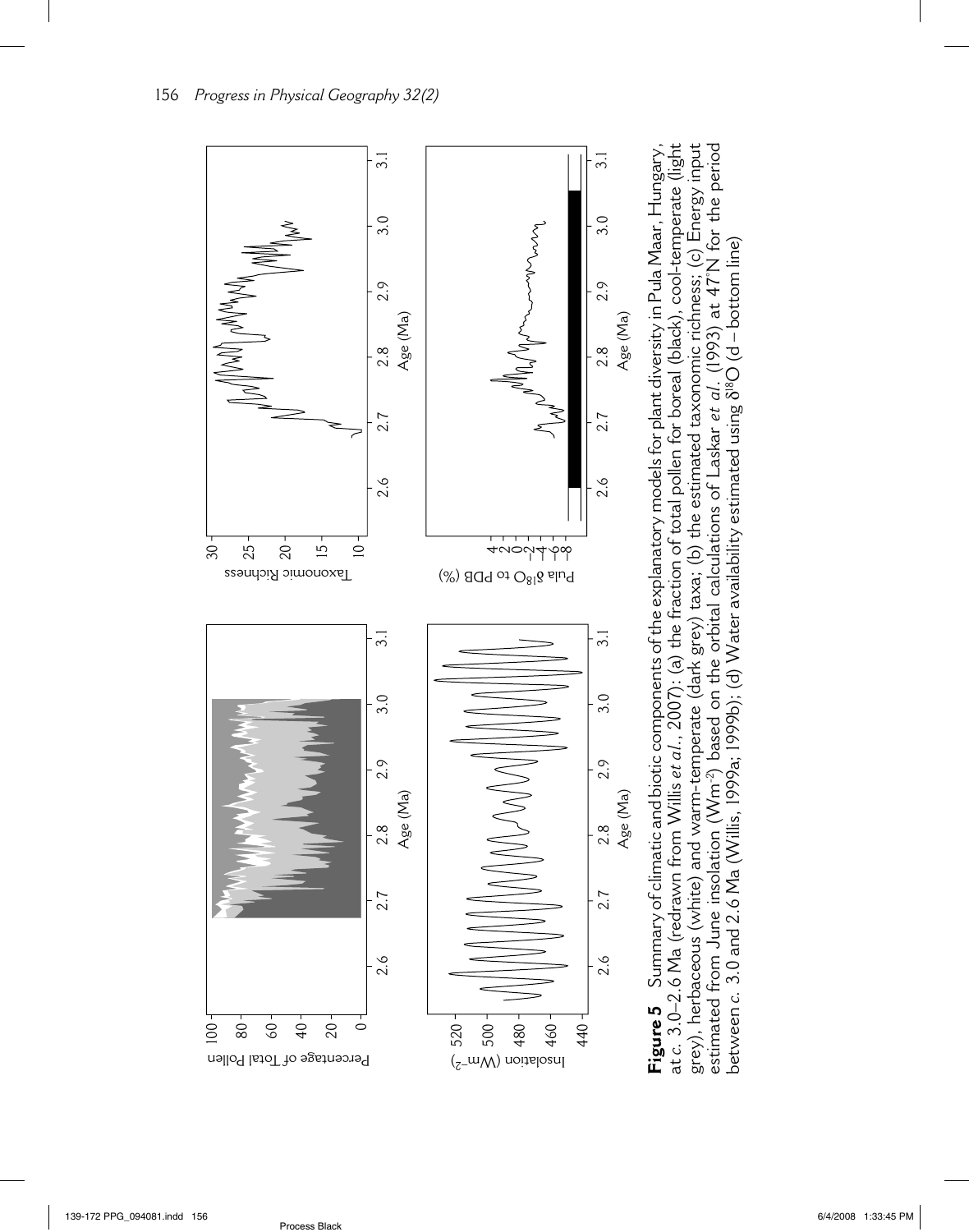**Figure 5** Summary of climatic and biotic components of the explanatory models for plant diversity in Pula Maar, Hungary, at *c.* 3.0–2.6 Ma (redrawn from Willis *et al.*, 2007): (a) the fraction of total pollen for boreal (black), cool-temperate (light grey), herbaceous (white) and warm-temperate (dark grey) taxa; (b) the estimated taxonomic richness; (c) Energy input estimated from June insolation (Wm$^{-2}$) based on the orbital calculations of Laskar *et al.* (1993) at 47°N for the period between *c.* 3.0 and 2.6 Ma (Willis, 1999a; 1999b); (d) Water availability estimated using $\delta^{18}O$ (d – bottom line)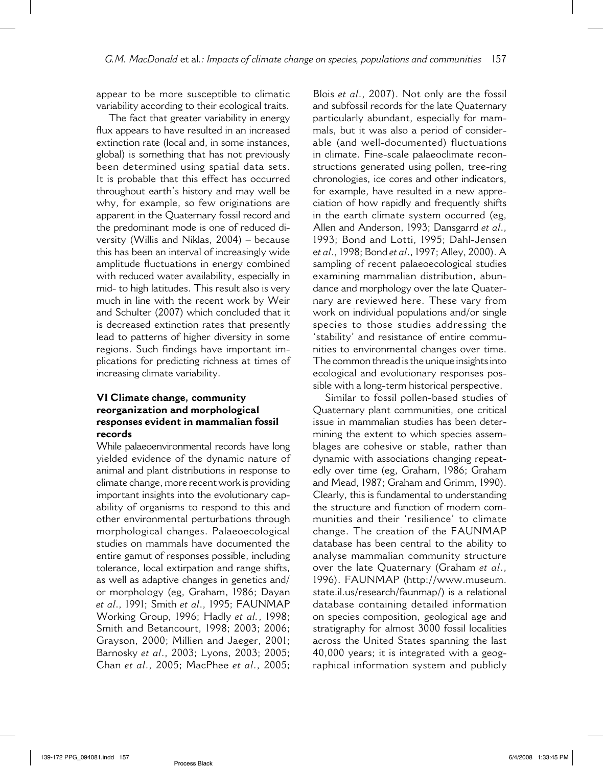appear to be more susceptible to climatic variability according to their ecological traits.

The fact that greater variability in energy flux appears to have resulted in an increased extinction rate (local and, in some instances, global) is something that has not previously been determined using spatial data sets. It is probable that this effect has occurred throughout earth's history and may well be why, for example, so few originations are apparent in the Quaternary fossil record and the predominant mode is one of reduced diversity (Willis and Niklas, 2004) – because this has been an interval of increasingly wide amplitude fluctuations in energy combined with reduced water availability, especially in mid- to high latitudes. This result also is very much in line with the recent work by Weir and Schulter (2007) which concluded that it is decreased extinction rates that presently lead to patterns of higher diversity in some regions. Such findings have important implications for predicting richness at times of increasing climate variability.

## VI Climate change, community reorganization and morphological responses evident in mammalian fossil records

While palaeoenvironmental records have long yielded evidence of the dynamic nature of animal and plant distributions in response to climate change, more recent work is providing important insights into the evolutionary capability of organisms to respond to this and other environmental perturbations through morphological changes. Palaeoecological studies on mammals have documented the entire gamut of responses possible, including tolerance, local extirpation and range shifts, as well as adaptive changes in genetics and/or morphology (eg, Graham, 1986; Dayan *et al*., 1991; Smith *et al*., 1995; FAUNMAP Working Group, 1996; Hadly *et al*., 1998; Smith and Betancourt, 1998; 2003; 2006; Grayson, 2000; Millien and Jaeger, 2001; Barnosky *et al*., 2003; Lyons, 2003; 2005; Chan *et al*., 2005; MacPhee *et al*., 2005; Blois *et al*., 2007). Not only are the fossil and subfossil records for the late Quaternary particularly abundant, especially for mammals, but it was also a period of considerable (and well-documented) fluctuations in climate. Fine-scale palaeoclimate reconstructions generated using pollen, tree-ring chronologies, ice cores and other indicators, for example, have resulted in a new appreciation of how rapidly and frequently shifts in the earth climate system occurred (eg, Allen and Anderson, 1993; Dansgarrd *et al*., 1993; Bond and Lotti, 1995; Dahl-Jensen *et al*., 1998; Bond *et al*., 1997; Alley, 2000). A sampling of recent palaeoecological studies examining mammalian distribution, abundance and morphology over the late Quaternary are reviewed here. These vary from work on individual populations and/or single species to those studies addressing the 'stability' and resistance of entire communities to environmental changes over time. The common thread is the unique insights into ecological and evolutionary responses possible with a long-term historical perspective.

Similar to fossil pollen-based studies of Quaternary plant communities, one critical issue in mammalian studies has been determining the extent to which species assemblages are cohesive or stable, rather than dynamic with associations changing repeatedly over time (eg, Graham, 1986; Graham and Mead, 1987; Graham and Grimm, 1990). Clearly, this is fundamental to understanding the structure and function of modern communities and their 'resilience' to climate change. The creation of the FAUNMAP database has been central to the ability to analyse mammalian community structure over the late Quaternary (Graham *et al*., 1996). FAUNMAP (http://www.museum.state.il.us/research/faunmap/) is a relational database containing detailed information on species composition, geological age and stratigraphy for almost 3000 fossil localities across the United States spanning the last 40,000 years; it is integrated with a geographical information system and publicly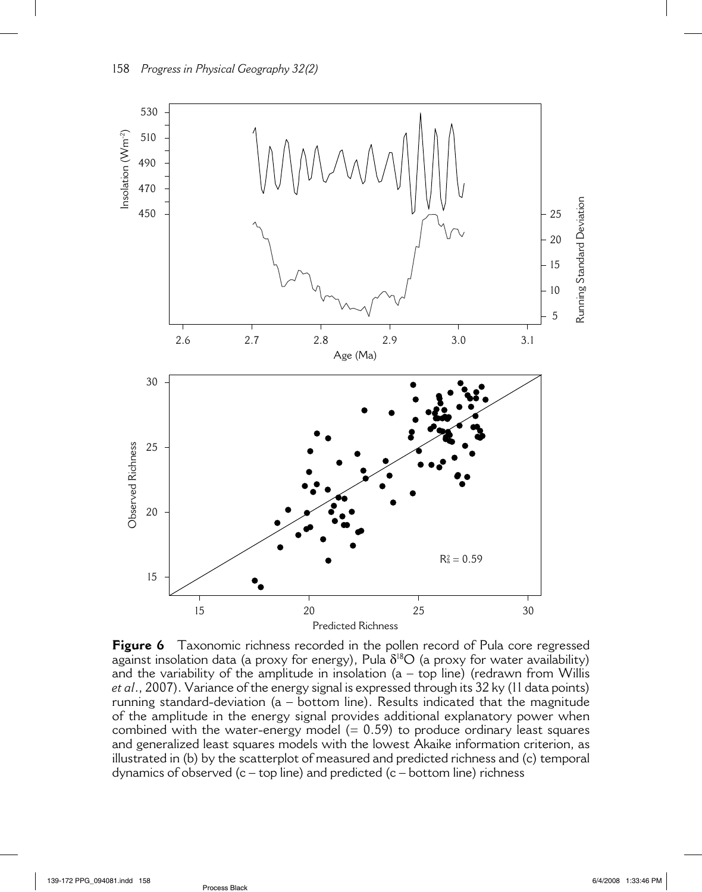**Figure 6** Taxonomic richness recorded in the pollen record of Pula core regressed against insolation data (a proxy for energy), Pula $\delta^{18}O$ (a proxy for water availability) and the variability of the amplitude in insolation (a – top line) (redrawn from Willis *et al*., 2007). Variance of the energy signal is expressed through its 32 ky (11 data points) running standard-deviation (a – bottom line). Results indicated that the magnitude of the amplitude in the energy signal provides additional explanatory power when combined with the water-energy model (= 0.59) to produce ordinary least squares and generalized least squares models with the lowest Akaike information criterion, as illustrated in (b) by the scatterplot of measured and predicted richness and (c) temporal dynamics of observed (c – top line) and predicted (c – bottom line) richness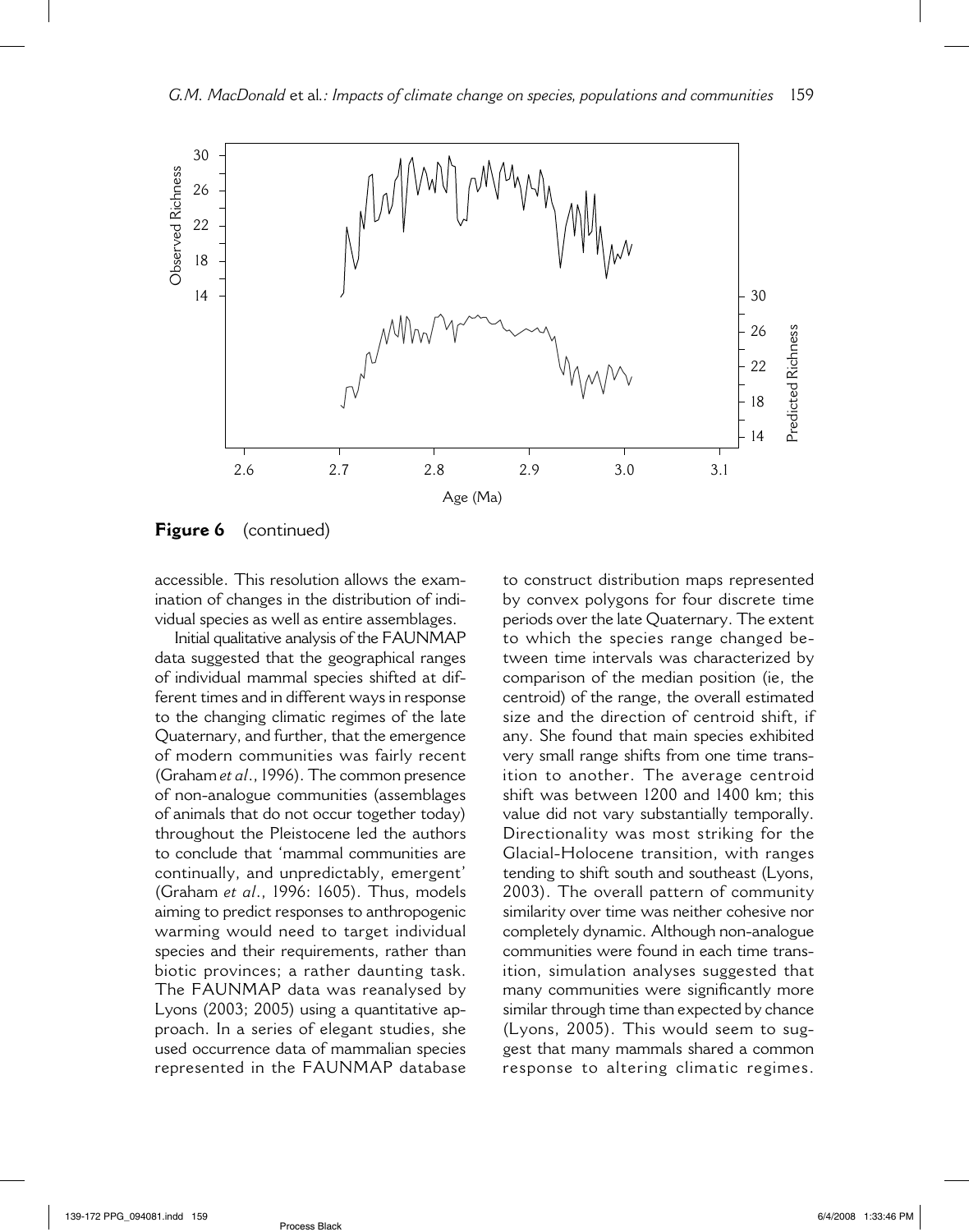**Figure 6** (continued)

accessible. This resolution allows the examination of changes in the distribution of individual species as well as entire assemblages.

Initial qualitative analysis of the FAUNMAP data suggested that the geographical ranges of individual mammal species shifted at different times and in different ways in response to the changing climatic regimes of the late Quaternary, and further, that the emergence of modern communities was fairly recent (Graham *et al*., 1996). The common presence of non-analogue communities (assemblages of animals that do not occur together today) throughout the Pleistocene led the authors to conclude that 'mammal communities are continually, and unpredictably, emergent' (Graham *et al*., 1996: 1605). Thus, models aiming to predict responses to anthropogenic warming would need to target individual species and their requirements, rather than biotic provinces; a rather daunting task. The FAUNMAP data was reanalysed by Lyons (2003; 2005) using a quantitative approach. In a series of elegant studies, she used occurrence data of mammalian species represented in the FAUNMAP database to construct distribution maps represented by convex polygons for four discrete time periods over the late Quaternary. The extent to which the species range changed between time intervals was characterized by comparison of the median position (ie, the centroid) of the range, the overall estimated size and the direction of centroid shift, if any. She found that main species exhibited very small range shifts from one time transition to another. The average centroid shift was between 1200 and 1400 km; this value did not vary substantially temporally. Directionality was most striking for the Glacial-Holocene transition, with ranges tending to shift south and southeast (Lyons, 2003). The overall pattern of community similarity over time was neither cohesive nor completely dynamic. Although non-analogue communities were found in each time transition, simulation analyses suggested that many communities were significantly more similar through time than expected by chance (Lyons, 2005). This would seem to suggest that many mammals shared a common response to altering climatic regimes.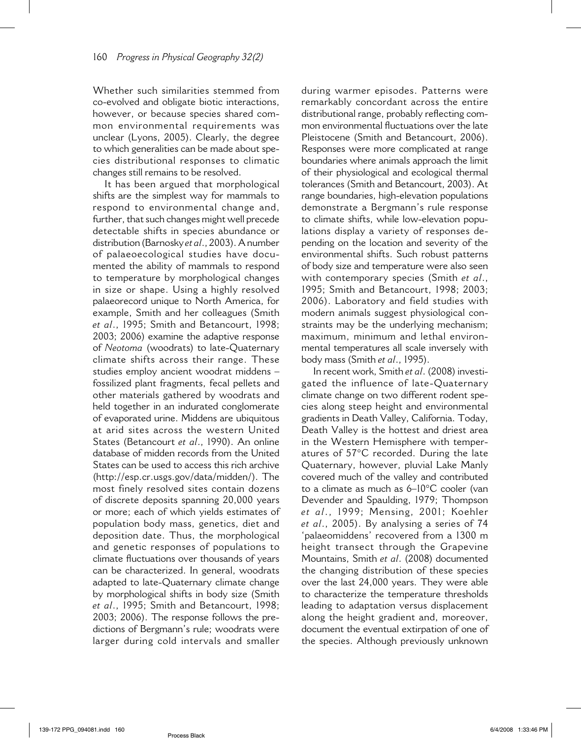Whether such similarities stemmed from co-evolved and obligate biotic interactions, however, or because species shared common environmental requirements was unclear (Lyons, 2005). Clearly, the degree to which generalities can be made about species distributional responses to climatic changes still remains to be resolved.

It has been argued that morphological shifts are the simplest way for mammals to respond to environmental change and, further, that such changes might well precede detectable shifts in species abundance or distribution (Barnosky *et al*., 2003). A number of palaeoecological studies have documented the ability of mammals to respond to temperature by morphological changes in size or shape. Using a highly resolved palaeorecord unique to North America, for example, Smith and her colleagues (Smith *et al*., 1995; Smith and Betancourt, 1998; 2003; 2006) examine the adaptive response of *Neotoma* (woodrats) to late-Quaternary climate shifts across their range. These studies employ ancient woodrat middens – fossilized plant fragments, fecal pellets and other materials gathered by woodrats and held together in an indurated conglomerate of evaporated urine. Middens are ubiquitous at arid sites across the western United States (Betancourt *et al*., 1990). An online database of midden records from the United States can be used to access this rich archive (http://esp.cr.usgs.gov/data/midden/). The most finely resolved sites contain dozens of discrete deposits spanning 20,000 years or more; each of which yields estimates of population body mass, genetics, diet and deposition date. Thus, the morphological and genetic responses of populations to climate fluctuations over thousands of years can be characterized. In general, woodrats adapted to late-Quaternary climate change by morphological shifts in body size (Smith *et al*., 1995; Smith and Betancourt, 1998; 2003; 2006). The response follows the predictions of Bergmann's rule; woodrats were larger during cold intervals and smaller during warmer episodes. Patterns were remarkably concordant across the entire distributional range, probably reflecting common environmental fluctuations over the late Pleistocene (Smith and Betancourt, 2006). Responses were more complicated at range boundaries where animals approach the limit of their physiological and ecological thermal tolerances (Smith and Betancourt, 2003). At range boundaries, high-elevation populations demonstrate a Bergmann's rule response to climate shifts, while low-elevation populations display a variety of responses depending on the location and severity of the environmental shifts. Such robust patterns of body size and temperature were also seen with contemporary species (Smith *et al*., 1995; Smith and Betancourt, 1998; 2003; 2006). Laboratory and field studies with modern animals suggest physiological constraints may be the underlying mechanism; maximum, minimum and lethal environmental temperatures all scale inversely with body mass (Smith *et al*., 1995).

In recent work, Smith *et al*. (2008) investigated the influence of late-Quaternary climate change on two different rodent species along steep height and environmental gradients in Death Valley, California. Today, Death Valley is the hottest and driest area in the Western Hemisphere with temperatures of 57°C recorded. During the late Quaternary, however, pluvial Lake Manly covered much of the valley and contributed to a climate as much as 6–10°C cooler (van Devender and Spaulding, 1979; Thompson *et al*., 1999; Mensing, 2001; Koehler *et al*., 2005). By analysing a series of 74 'palaeomiddens' recovered from a 1300 m height transect through the Grapevine Mountains, Smith *et al*. (2008) documented the changing distribution of these species over the last 24,000 years. They were able to characterize the temperature thresholds leading to adaptation versus displacement along the height gradient and, moreover, document the eventual extirpation of one of the species. Although previously unknown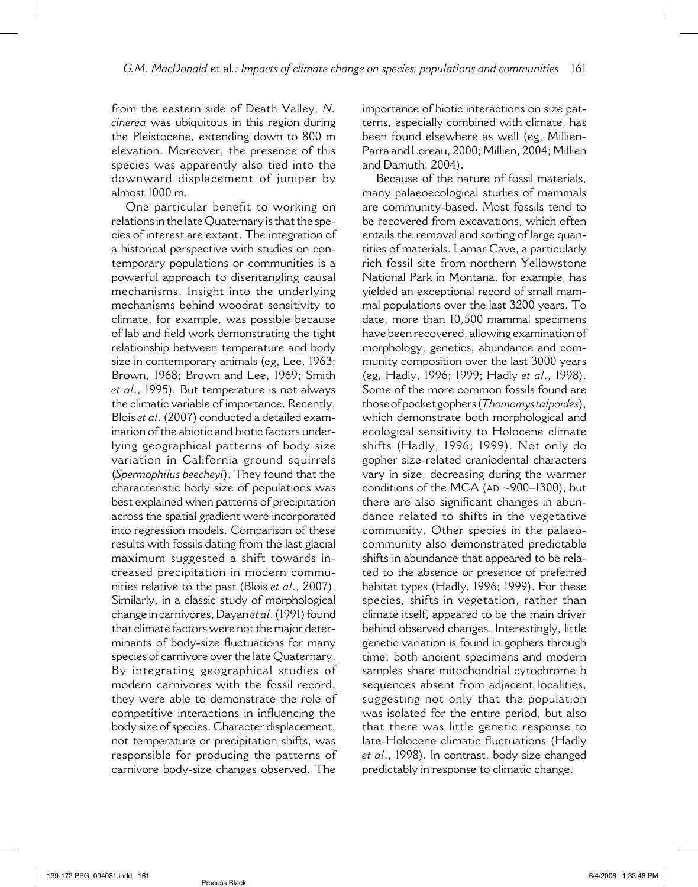from the eastern side of Death Valley, *N. cinerea* was ubiquitous in this region during the Pleistocene, extending down to 800 m elevation. Moreover, the presence of this species was apparently also tied into the downward displacement of juniper by almost 1000 m.

One particular benefit to working on relations in the late Quaternary is that the species of interest are extant. The integration of a historical perspective with studies on contemporary populations or communities is a powerful approach to disentangling causal mechanisms. Insight into the underlying mechanisms behind woodrat sensitivity to climate, for example, was possible because of lab and field work demonstrating the tight relationship between temperature and body size in contemporary animals (eg, Lee, 1963; Brown, 1968; Brown and Lee, 1969; Smith *et al*., 1995). But temperature is not always the climatic variable of importance. Recently, Blois *et al*. (2007) conducted a detailed examination of the abiotic and biotic factors underlying geographical patterns of body size variation in California ground squirrels (*Spermophilus beecheyi*). They found that the characteristic body size of populations was best explained when patterns of precipitation across the spatial gradient were incorporated into regression models. Comparison of these results with fossils dating from the last glacial maximum suggested a shift towards increased precipitation in modern communities relative to the past (Blois *et al*., 2007). Similarly, in a classic study of morphological change in carnivores, Dayan *et al*. (1991) found that climate factors were not the major determinants of body-size fluctuations for many species of carnivore over the late Quaternary. By integrating geographical studies of modern carnivores with the fossil record, they were able to demonstrate the role of competitive interactions in influencing the body size of species. Character displacement, not temperature or precipitation shifts, was responsible for producing the patterns of carnivore body-size changes observed. The importance of biotic interactions on size patterns, especially combined with climate, has been found elsewhere as well (eg, Millien-Parra and Loreau, 2000; Millien, 2004; Millien and Damuth, 2004).

Because of the nature of fossil materials, many palaeoecological studies of mammals are community-based. Most fossils tend to be recovered from excavations, which often entails the removal and sorting of large quantities of materials. Lamar Cave, a particularly rich fossil site from northern Yellowstone National Park in Montana, for example, has yielded an exceptional record of small mammal populations over the last 3200 years. To date, more than 10,500 mammal specimens have been recovered, allowing examination of morphology, genetics, abundance and community composition over the last 3000 years (eg, Hadly, 1996; 1999; Hadly *et al*., 1998). Some of the more common fossils found are those of pocket gophers (*Thomomys talpoides*), which demonstrate both morphological and ecological sensitivity to Holocene climate shifts (Hadly, 1996; 1999). Not only do gopher size-related craniodental characters vary in size, decreasing during the warmer conditions of the MCA (AD ~900–1300), but there are also significant changes in abundance related to shifts in the vegetative community. Other species in the palaeocommunity also demonstrated predictable shifts in abundance that appeared to be related to the absence or presence of preferred habitat types (Hadly, 1996; 1999). For these species, shifts in vegetation, rather than climate itself, appeared to be the main driver behind observed changes. Interestingly, little genetic variation is found in gophers through time; both ancient specimens and modern samples share mitochondrial cytochrome b sequences absent from adjacent localities, suggesting not only that the population was isolated for the entire period, but also that there was little genetic response to late-Holocene climatic fluctuations (Hadly *et al*., 1998). In contrast, body size changed predictably in response to climatic change.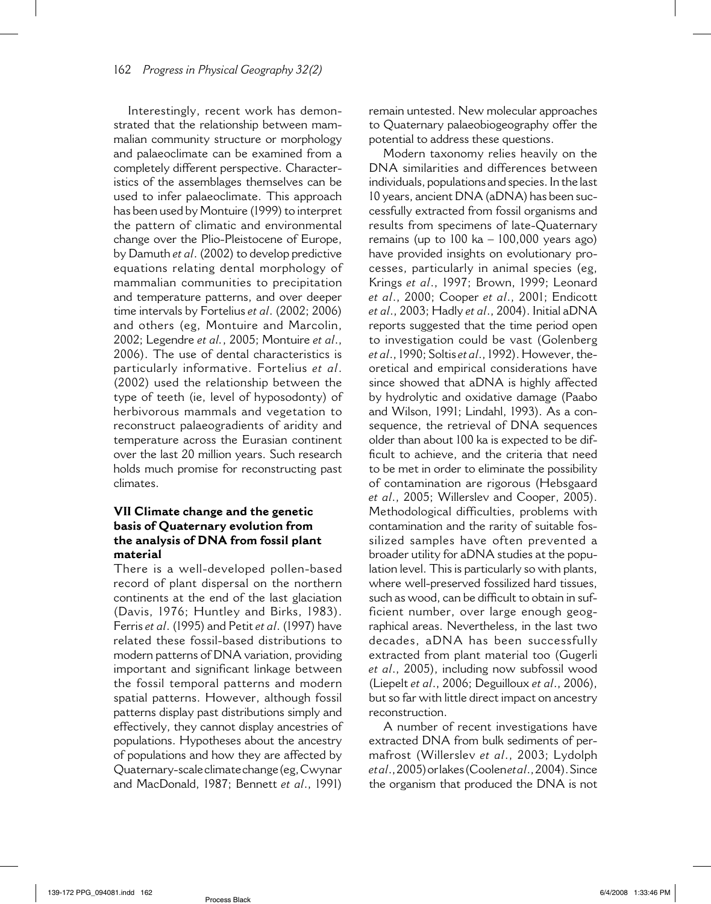Interestingly, recent work has demonstrated that the relationship between mammalian community structure or morphology and palaeoclimate can be examined from a completely different perspective. Characteristics of the assemblages themselves can be used to infer palaeoclimate. This approach has been used by Montuire (1999) to interpret the pattern of climatic and environmental change over the Plio-Pleistocene of Europe, by Damuth *et al*. (2002) to develop predictive equations relating dental morphology of mammalian communities to precipitation and temperature patterns, and over deeper time intervals by Fortelius *et al*. (2002; 2006) and others (eg, Montuire and Marcolin, 2002; Legendre *et al*., 2005; Montuire *et al*., 2006). The use of dental characteristics is particularly informative. Fortelius *et al*. (2002) used the relationship between the type of teeth (ie, level of hyposodonty) of herbivorous mammals and vegetation to reconstruct palaeogradients of aridity and temperature across the Eurasian continent over the last 20 million years. Such research holds much promise for reconstructing past climates.

### VII Climate change and the genetic basis of Quaternary evolution from the analysis of DNA from fossil plant material

There is a well-developed pollen-based record of plant dispersal on the northern continents at the end of the last glaciation (Davis, 1976; Huntley and Birks, 1983). Ferris *et al*. (1995) and Petit *et al*. (1997) have related these fossil-based distributions to modern patterns of DNA variation, providing important and significant linkage between the fossil temporal patterns and modern spatial patterns. However, although fossil patterns display past distributions simply and effectively, they cannot display ancestries of populations. Hypotheses about the ancestry of populations and how they are affected by Quaternary-scale climate change (eg, Cwynar and MacDonald, 1987; Bennett *et al*., 1991) remain untested. New molecular approaches to Quaternary palaeobiogeography offer the potential to address these questions.

Modern taxonomy relies heavily on the DNA similarities and differences between individuals, populations and species. In the last 10 years, ancient DNA (aDNA) has been successfully extracted from fossil organisms and results from specimens of late-Quaternary remains (up to 100 ka – 100,000 years ago) have provided insights on evolutionary processes, particularly in animal species (eg, Krings *et al*., 1997; Brown, 1999; Leonard *et al*., 2000; Cooper *et al*., 2001; Endicott *et al*., 2003; Hadly *et al*., 2004). Initial aDNA reports suggested that the time period open to investigation could be vast (Golenberg *et al*., 1990; Soltis *et al*., 1992). However, theoretical and empirical considerations have since showed that aDNA is highly affected by hydrolytic and oxidative damage (Paabo and Wilson, 1991; Lindahl, 1993). As a consequence, the retrieval of DNA sequences older than about 100 ka is expected to be difficult to achieve, and the criteria that need to be met in order to eliminate the possibility of contamination are rigorous (Hebsgaard *et al*., 2005; Willerslev and Cooper, 2005). Methodological difficulties, problems with contamination and the rarity of suitable fossilized samples have often prevented a broader utility for aDNA studies at the population level. This is particularly so with plants, where well-preserved fossilized hard tissues, such as wood, can be difficult to obtain in sufficient number, over large enough geographical areas. Nevertheless, in the last two decades, aDNA has been successfully extracted from plant material too (Gugerli *et al*., 2005), including now subfossil wood (Liepelt *et al*., 2006; Deguilloux *et al*., 2006), but so far with little direct impact on ancestry reconstruction.

A number of recent investigations have extracted DNA from bulk sediments of permafrost (Willerslev *et al*., 2003; Lydolph *et al*., 2005) or lakes (Coolen *et al*., 2004). Since the organism that produced the DNA is not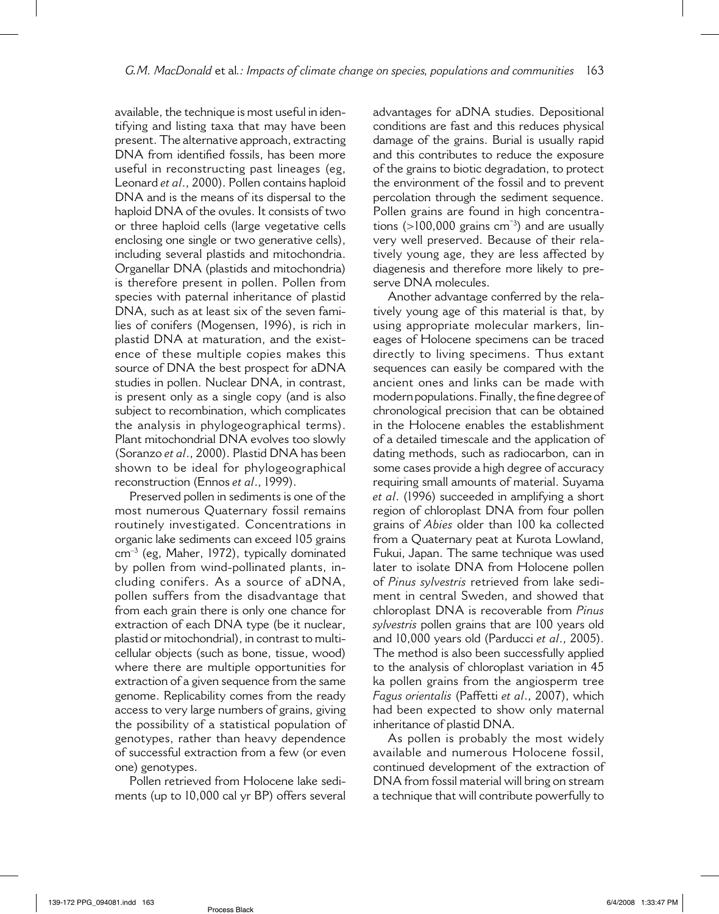available, the technique is most useful in identifying and listing taxa that may have been present. The alternative approach, extracting DNA from identified fossils, has been more useful in reconstructing past lineages (eg, Leonard *et al*., 2000). Pollen contains haploid DNA and is the means of its dispersal to the haploid DNA of the ovules. It consists of two or three haploid cells (large vegetative cells enclosing one single or two generative cells), including several plastids and mitochondria. Organellar DNA (plastids and mitochondria) is therefore present in pollen. Pollen from species with paternal inheritance of plastid DNA, such as at least six of the seven families of conifers (Mogensen, 1996), is rich in plastid DNA at maturation, and the existence of these multiple copies makes this source of DNA the best prospect for aDNA studies in pollen. Nuclear DNA, in contrast, is present only as a single copy (and is also subject to recombination, which complicates the analysis in phylogeographical terms). Plant mitochondrial DNA evolves too slowly (Soranzo *et al*., 2000). Plastid DNA has been shown to be ideal for phylogeographical reconstruction (Ennos *et al*., 1999).

Preserved pollen in sediments is one of the most numerous Quaternary fossil remains routinely investigated. Concentrations in organic lake sediments can exceed 105 grains $cm^{-3}$ (eg, Maher, 1972), typically dominated by pollen from wind-pollinated plants, including conifers. As a source of aDNA, pollen suffers from the disadvantage that from each grain there is only one chance for extraction of each DNA type (be it nuclear, plastid or mitochondrial), in contrast to multicellular objects (such as bone, tissue, wood) where there are multiple opportunities for extraction of a given sequence from the same genome. Replicability comes from the ready access to very large numbers of grains, giving the possibility of a statistical population of genotypes, rather than heavy dependence of successful extraction from a few (or even one) genotypes.

Pollen retrieved from Holocene lake sediments (up to 10,000 cal yr BP) offers several advantages for aDNA studies. Depositional conditions are fast and this reduces physical damage of the grains. Burial is usually rapid and this contributes to reduce the exposure of the grains to biotic degradation, to protect the environment of the fossil and to prevent percolation through the sediment sequence. Pollen grains are found in high concentrations (>100,000 grains $cm^{-3}$) and are usually very well preserved. Because of their relatively young age, they are less affected by diagenesis and therefore more likely to preserve DNA molecules.

Another advantage conferred by the relatively young age of this material is that, by using appropriate molecular markers, lineages of Holocene specimens can be traced directly to living specimens. Thus extant sequences can easily be compared with the ancient ones and links can be made with modern populations. Finally, the fine degree of chronological precision that can be obtained in the Holocene enables the establishment of a detailed timescale and the application of dating methods, such as radiocarbon, can in some cases provide a high degree of accuracy requiring small amounts of material. Suyama *et al*. (1996) succeeded in amplifying a short region of chloroplast DNA from four pollen grains of *Abies* older than 100 ka collected from a Quaternary peat at Kurota Lowland, Fukui, Japan. The same technique was used later to isolate DNA from Holocene pollen of *Pinus sylvestris* retrieved from lake sediment in central Sweden, and showed that chloroplast DNA is recoverable from *Pinus sylvestris* pollen grains that are 100 years old and 10,000 years old (Parducci *et al*., 2005). The method is also been successfully applied to the analysis of chloroplast variation in 45 ka pollen grains from the angiosperm tree *Fagus orientalis* (Paffetti *et al*., 2007), which had been expected to show only maternal inheritance of plastid DNA.

As pollen is probably the most widely available and numerous Holocene fossil, continued development of the extraction of DNA from fossil material will bring on stream a technique that will contribute powerfully to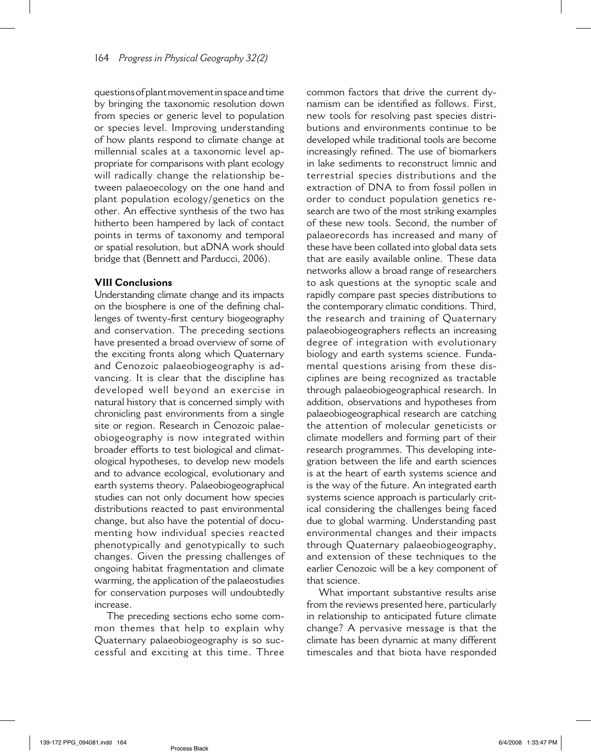questions of plant movement in space and time by bringing the taxonomic resolution down from species or generic level to population or species level. Improving understanding of how plants respond to climate change at millennial scales at a taxonomic level appropriate for comparisons with plant ecology will radically change the relationship between palaeoecology on the one hand and plant population ecology/genetics on the other. An effective synthesis of the two has hitherto been hampered by lack of contact points in terms of taxonomy and temporal or spatial resolution, but aDNA work should bridge that (Bennett and Parducci, 2006).

## VIII Conclusions

Understanding climate change and its impacts on the biosphere is one of the defining challenges of twenty-first century biogeography and conservation. The preceding sections have presented a broad overview of some of the exciting fronts along which Quaternary and Cenozoic palaeobiogeography is advancing. It is clear that the discipline has developed well beyond an exercise in natural history that is concerned simply with chronicling past environments from a single site or region. Research in Cenozoic palaeobiogeography is now integrated within broader efforts to test biological and climatological hypotheses, to develop new models and to advance ecological, evolutionary and earth systems theory. Palaeobiogeographical studies can not only document how species distributions reacted to past environmental change, but also have the potential of documenting how individual species reacted phenotypically and genotypically to such changes. Given the pressing challenges of ongoing habitat fragmentation and climate warming, the application of the palaeostudies for conservation purposes will undoubtedly increase.

The preceding sections echo some common themes that help to explain why Quaternary palaeobiogeography is so successful and exciting at this time. Three common factors that drive the current dynamism can be identified as follows. First, new tools for resolving past species distributions and environments continue to be developed while traditional tools are become increasingly refined. The use of biomarkers in lake sediments to reconstruct limnic and terrestrial species distributions and the extraction of DNA to from fossil pollen in order to conduct population genetics research are two of the most striking examples of these new tools. Second, the number of palaeorecords has increased and many of these have been collated into global data sets that are easily available online. These data networks allow a broad range of researchers to ask questions at the synoptic scale and rapidly compare past species distributions to the contemporary climatic conditions. Third, the research and training of Quaternary palaeobiogeographers reflects an increasing degree of integration with evolutionary biology and earth systems science. Fundamental questions arising from these disciplines are being recognized as tractable through palaeobiogeographical research. In addition, observations and hypotheses from palaeobiogeographical research are catching the attention of molecular geneticists or climate modellers and forming part of their research programmes. This developing integration between the life and earth sciences is at the heart of earth systems science and is the way of the future. An integrated earth systems science approach is particularly critical considering the challenges being faced due to global warming. Understanding past environmental changes and their impacts through Quaternary palaeobiogeography, and extension of these techniques to the earlier Cenozoic will be a key component of that science.

What important substantive results arise from the reviews presented here, particularly in relationship to anticipated future climate change? A pervasive message is that the climate has been dynamic at many different timescales and that biota have responded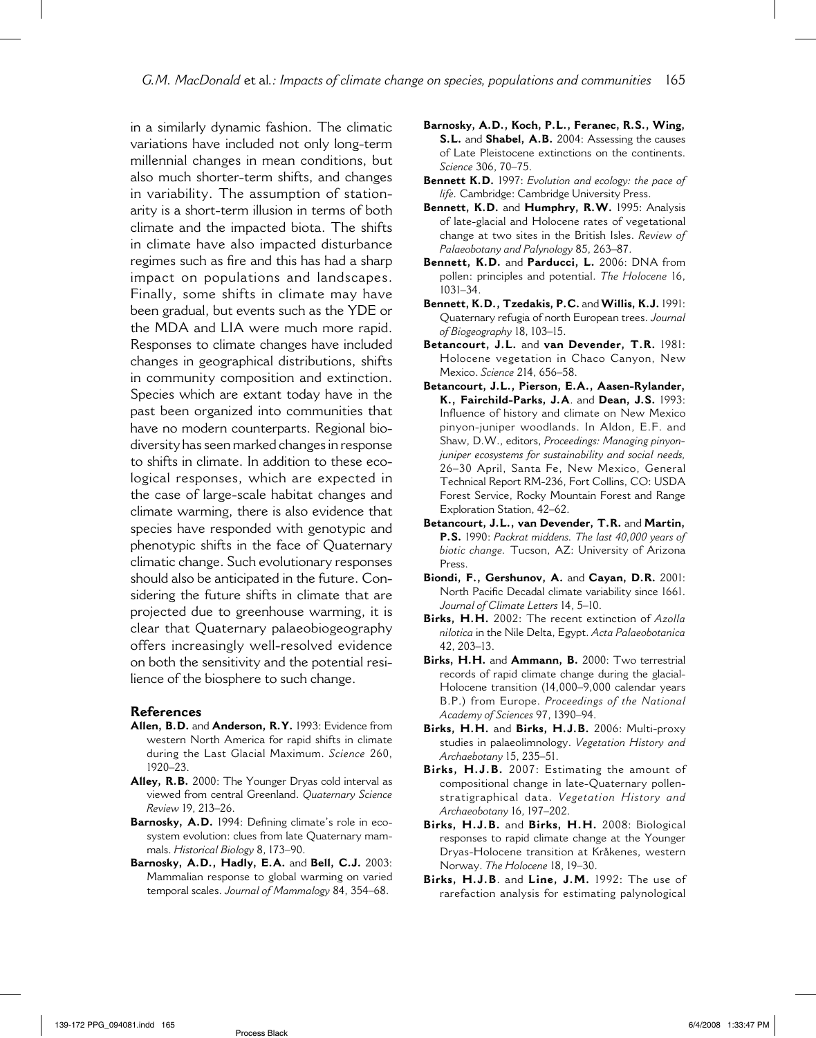in a similarly dynamic fashion. The climatic variations have included not only long-term millennial changes in mean conditions, but also much shorter-term shifts, and changes in variability. The assumption of stationarity is a short-term illusion in terms of both climate and the impacted biota. The shifts in climate have also impacted disturbance regimes such as fire and this has had a sharp impact on populations and landscapes. Finally, some shifts in climate may have been gradual, but events such as the YDE or the MDA and LIA were much more rapid. Responses to climate changes have included changes in geographical distributions, shifts in community composition and extinction. Species which are extant today have in the past been organized into communities that have no modern counterparts. Regional biodiversity has seen marked changes in response to shifts in climate. In addition to these ecological responses, which are expected in the case of large-scale habitat changes and climate warming, there is also evidence that species have responded with genotypic and phenotypic shifts in the face of Quaternary climatic change. Such evolutionary responses should also be anticipated in the future. Considering the future shifts in climate that are projected due to greenhouse warming, it is clear that Quaternary palaeobiogeography offers increasingly well-resolved evidence on both the sensitivity and the potential resilience of the biosphere to such change.

## References

**Allen, B.D.** and **Anderson, R.Y.** 1993: Evidence from western North America for rapid shifts in climate during the Last Glacial Maximum. *Science* 260, 1920–23.

**Alley, R.B.** 2000: The Younger Dryas cold interval as viewed from central Greenland. *Quaternary Science Review* 19, 213–26.

**Barnosky, A.D.** 1994: Defining climate's role in ecosystem evolution: clues from late Quaternary mammals. *Historical Biology* 8, 173–90.

**Barnosky, A.D., Hadly, E.A.** and **Bell, C.J.** 2003: Mammalian response to global warming on varied temporal scales. *Journal of Mammalogy* 84, 354–68.

**Barnosky, A.D., Koch, P.L., Feranec, R.S., Wing, S.L.** and **Shabel, A.B.** 2004: Assessing the causes of Late Pleistocene extinctions on the continents. *Science* 306, 70–75.

**Bennett K.D.** 1997: *Evolution and ecology: the pace of life.* Cambridge: Cambridge University Press.

**Bennett, K.D.** and **Humphry, R.W.** 1995: Analysis of late-glacial and Holocene rates of vegetational change at two sites in the British Isles. *Review of Palaeobotany and Palynology* 85, 263–87.

**Bennett, K.D.** and **Parducci, L.** 2006: DNA from pollen: principles and potential. *The Holocene* 16, 1031–34.

**Bennett, K.D., Tzedakis, P.C.** and **Willis, K.J.** 1991: Quaternary refugia of north European trees. *Journal of Biogeography* 18, 103–15.

**Betancourt, J.L.** and **van Devender, T.R.** 1981: Holocene vegetation in Chaco Canyon, New Mexico. *Science* 214, 656–58.

**Betancourt, J.L., Pierson, E.A., Aasen-Rylander, K., Fairchild-Parks, J.A.** and **Dean, J.S.** 1993: Influence of history and climate on New Mexico pinyon-juniper woodlands. In Aldon, E.F. and Shaw, D.W., editors, *Proceedings: Managing pinyon-juniper ecosystems for sustainability and social needs,* 26–30 April, Santa Fe, New Mexico, General Technical Report RM-236, Fort Collins, CO: USDA Forest Service, Rocky Mountain Forest and Range Exploration Station, 42–62.

**Betancourt, J.L., van Devender, T.R.** and **Martin, P.S.** 1990: *Packrat middens. The last 40,000 years of biotic change.* Tucson, AZ: University of Arizona Press.

**Biondi, F., Gershunov, A.** and **Cayan, D.R.** 2001: North Pacific Decadal climate variability since 1661. *Journal of Climate Letters* 14, 5–10.

**Birks, H.H.** 2002: The recent extinction of *Azolla nilotica* in the Nile Delta, Egypt. *Acta Palaeobotanica* 42, 203–13.

**Birks, H.H.** and **Ammann, B.** 2000: Two terrestrial records of rapid climate change during the glacial-Holocene transition (14,000–9,000 calendar years B.P.) from Europe. *Proceedings of the National Academy of Sciences* 97, 1390–94.

**Birks, H.H.** and **Birks, H.J.B.** 2006: Multi-proxy studies in palaeolimnology. *Vegetation History and Archaebotany* 15, 235–51.

**Birks, H.J.B.** 2007: Estimating the amount of compositional change in late-Quaternary pollen-stratigraphical data. *Vegetation History and Archaeobotany* 16, 197–202.

**Birks, H.J.B.** and **Birks, H.H.** 2008: Biological responses to rapid climate change at the Younger Dryas-Holocene transition at Kråkenes, western Norway. *The Holocene* 18, 19–30.

**Birks, H.J.B**. and **Line, J.M.** 1992: The use of rarefaction analysis for estimating palynological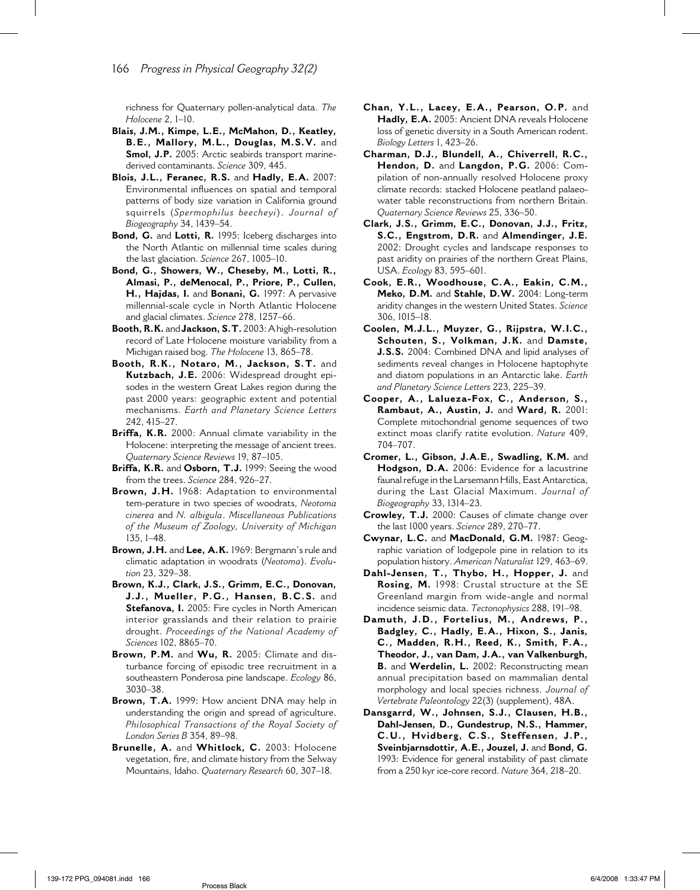richness for Quaternary pollen-analytical data. *The Holocene* 2, 1–10.

**Blais, J.M., Kimpe, L.E., McMahon, D., Keatley, B.E., Mallory, M.L., Douglas, M.S.V.** and **Smol, J.P.** 2005: Arctic seabirds transport marine-derived contaminants. *Science* 309, 445.

**Blois, J.L., Feranec, R.S.** and **Hadly, E.A.** 2007: Environmental influences on spatial and temporal patterns of body size variation in California ground squirrels (*Spermophilus beecheyi*). *Journal of Biogeography* 34, 1439–54.

**Bond, G.** and **Lotti, R.** 1995: Iceberg discharges into the North Atlantic on millennial time scales during the last glaciation. *Science* 267, 1005–10.

**Bond, G., Showers, W., Cheseby, M., Lotti, R., Almasi, P., deMenocal, P., Priore, P., Cullen, H., Hajdas, I.** and **Bonani, G.** 1997: A pervasive millennial-scale cycle in North Atlantic Holocene and glacial climates. *Science* 278, 1257–66.

**Booth, R.K.** and **Jackson, S.T.** 2003: A high-resolution record of Late Holocene moisture variability from a Michigan raised bog. *The Holocene* 13, 865–78.

**Booth, R.K., Notaro, M., Jackson, S.T.** and **Kutzbach, J.E.** 2006: Widespread drought episodes in the western Great Lakes region during the past 2000 years: geographic extent and potential mechanisms. *Earth and Planetary Science Letters* 242, 415–27.

**Briffa, K.R.** 2000: Annual climate variability in the Holocene: interpreting the message of ancient trees. *Quaternary Science Reviews* 19, 87–105.

**Briffa, K.R.** and **Osborn, T.J.** 1999: Seeing the wood from the trees. *Science* 284, 926–27.

**Brown, J.H.** 1968: Adaptation to environmental tem-perature in two species of woodrats, *Neotoma cinerea* and *N. albigula*. *Miscellaneous Publications of the Museum of Zoology, University of Michigan* 135, 1–48.

**Brown, J.H.** and **Lee, A.K.** 1969: Bergmann's rule and climatic adaptation in woodrats (*Neotoma*). *Evolution* 23, 329–38.

**Brown, K.J., Clark, J.S., Grimm, E.C., Donovan, J.J., Mueller, P.G., Hansen, B.C.S.** and **Stefanova, I.** 2005: Fire cycles in North American interior grasslands and their relation to prairie drought. *Proceedings of the National Academy of Sciences* 102, 8865–70.

**Brown, P.M.** and **Wu, R.** 2005: Climate and disturbance forcing of episodic tree recruitment in a southeastern Ponderosa pine landscape. *Ecology* 86, 3030–38.

**Brown, T.A.** 1999: How ancient DNA may help in understanding the origin and spread of agriculture. *Philosophical Transactions of the Royal Society of London Series B* 354, 89–98.

**Brunelle, A.** and **Whitlock, C.** 2003: Holocene vegetation, fire, and climate history from the Selway Mountains, Idaho. *Quaternary Research* 60, 307–18.

**Chan, Y.L., Lacey, E.A., Pearson, O.P.** and **Hadly, E.A.** 2005: Ancient DNA reveals Holocene loss of genetic diversity in a South American rodent. *Biology Letters* 1, 423–26.

**Charman, D.J., Blundell, A., Chiverrell, R.C., Hendon, D.** and **Langdon, P.G.** 2006: Compilation of non-annually resolved Holocene proxy climate records: stacked Holocene peatland palaeo-water table reconstructions from northern Britain. *Quaternary Science Reviews* 25, 336–50.

**Clark, J.S., Grimm, E.C., Donovan, J.J., Fritz, S.C., Engstrom, D.R.** and **Almendinger, J.E.** 2002: Drought cycles and landscape responses to past aridity on prairies of the northern Great Plains, USA. *Ecology* 83, 595–601.

**Cook, E.R., Woodhouse, C.A., Eakin, C.M., Meko, D.M.** and **Stahle, D.W.** 2004: Long-term aridity changes in the western United States. *Science* 306, 1015–18.

**Coolen, M.J.L., Muyzer, G., Rijpstra, W.I.C., Schouten, S., Volkman, J.K.** and **Damste, J.S.S.** 2004: Combined DNA and lipid analyses of sediments reveal changes in Holocene haptophyte and diatom populations in an Antarctic lake. *Earth and Planetary Science Letters* 223, 225–39.

**Cooper, A., Lalueza-Fox, C., Anderson, S., Rambaut, A., Austin, J.** and **Ward, R.** 2001: Complete mitochondrial genome sequences of two extinct moas clarify ratite evolution. *Nature* 409, 704–707.

**Cromer, L., Gibson, J.A.E., Swadling, K.M.** and **Hodgson, D.A.** 2006: Evidence for a lacustrine faunal refuge in the Larsemann Hills, East Antarctica, during the Last Glacial Maximum. *Journal of Biogeography* 33, 1314–23.

**Crowley, T.J.** 2000: Causes of climate change over the last 1000 years. *Science* 289, 270–77.

**Cwynar, L.C.** and **MacDonald, G.M.** 1987: Geographic variation of lodgepole pine in relation to its population history. *American Naturalist* 129, 463–69.

**Dahl-Jensen, T., Thybo, H., Hopper, J.** and **Rosing, M.** 1998: Crustal structure at the SE Greenland margin from wide-angle and normal incidence seismic data. *Tectonophysics* 288, 191–98.

**Damuth, J.D., Fortelius, M., Andrews, P., Badgley, C., Hadly, E.A., Hixon, S., Janis, C., Madden, R.H., Reed, K., Smith, F.A., Theodor, J., van Dam, J.A., van Valkenburgh, B.** and **Werdelin, L.** 2002: Reconstructing mean annual precipitation based on mammalian dental morphology and local species richness. *Journal of Vertebrate Paleontology* 22(3) (supplement), 48A.

**Dansgarrd, W., Johnsen, S.J., Clausen, H.B., Dahl-Jensen, D., Gundestrup, N.S., Hammer, C.U., Hvidberg, C.S., Steffensen, J.P., Sveinbjarnsdottir, A.E., Jouzel, J.** and **Bond, G.** 1993: Evidence for general instability of past climate from a 250 kyr ice-core record. *Nature* 364, 218–20.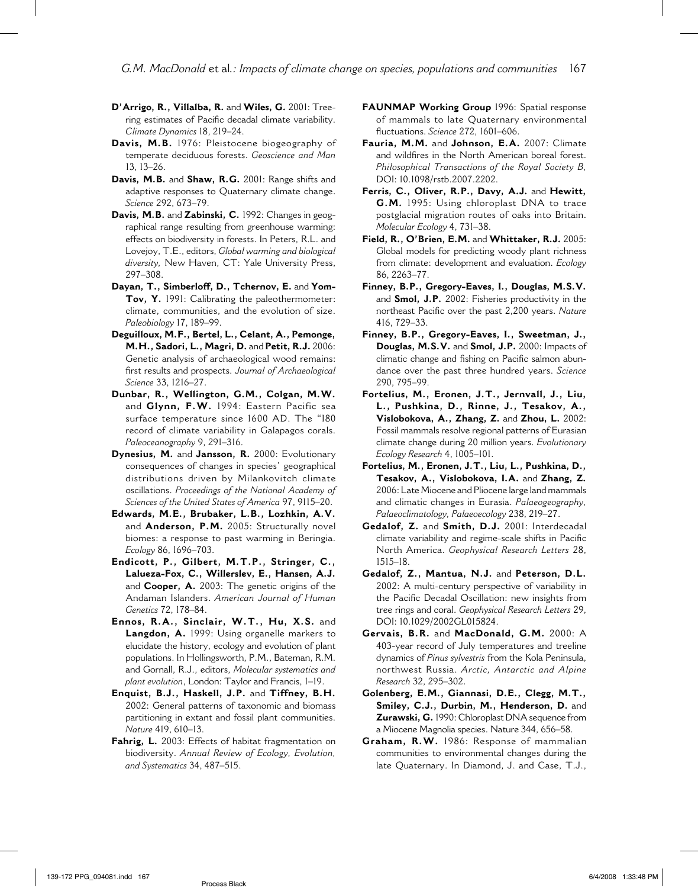**D'Arrigo, R., Villalba, R.** and **Wiles, G.** 2001: Tree-ring estimates of Pacific decadal climate variability. *Climate Dynamics* 18, 219–24.

**Davis, M.B.** 1976: Pleistocene biogeography of temperate deciduous forests. *Geoscience and Man* 13, 13–26.

**Davis, M.B.** and **Shaw, R.G.** 2001: Range shifts and adaptive responses to Quaternary climate change. *Science* 292, 673–79.

**Davis, M.B.** and **Zabinski, C.** 1992: Changes in geographical range resulting from greenhouse warming: effects on biodiversity in forests. In Peters, R.L. and Lovejoy, T.E., editors, *Global warming and biological diversity,* New Haven, CT: Yale University Press, 297–308.

**Dayan, T., Simberloff, D., Tchernov, E.** and **Yom-Tov, Y.** 1991: Calibrating the paleothermometer: climate, communities, and the evolution of size. *Paleobiology* 17, 189–99.

**Deguilloux, M.F., Bertel, L., Celant, A., Pemonge, M.H., Sadori, L., Magri, D.** and **Petit, R.J.** 2006: Genetic analysis of archaeological wood remains: first results and prospects. *Journal of Archaeological Science* 33, 1216–27.

**Dunbar, R., Wellington, G.M., Colgan, M.W.** and **Glynn, F.W.** 1994: Eastern Pacific sea surface temperature since 1600 AD. The "18O record of climate variability in Galapagos corals. *Paleoceanography* 9, 291–316.

**Dynesius, M.** and **Jansson, R.** 2000: Evolutionary consequences of changes in species' geographical distributions driven by Milankovitch climate oscillations. *Proceedings of the National Academy of Sciences of the United States of America* 97, 9115–20.

**Edwards, M.E., Brubaker, L.B., Lozhkin, A.V.** and **Anderson, P.M.** 2005: Structurally novel biomes: a response to past warming in Beringia. *Ecology* 86, 1696–703.

**Endicott, P., Gilbert, M.T.P., Stringer, C., Lalueza-Fox, C., Willerslev, E., Hansen, A.J.** and **Cooper, A.** 2003: The genetic origins of the Andaman Islanders. *American Journal of Human Genetics* 72, 178–84.

**Ennos, R.A., Sinclair, W.T., Hu, X.S.** and **Langdon, A.** 1999: Using organelle markers to elucidate the history, ecology and evolution of plant populations. In Hollingsworth, P.M., Bateman, R.M. and Gornall, R.J., editors, *Molecular systematics and plant evolution*, London: Taylor and Francis, 1–19.

**Enquist, B.J., Haskell, J.P.** and **Tiffney, B.H.** 2002: General patterns of taxonomic and biomass partitioning in extant and fossil plant communities. *Nature* 419, 610–13.

**Fahrig, L.** 2003: Effects of habitat fragmentation on biodiversity. *Annual Review of Ecology, Evolution, and Systematics* 34, 487–515.

**FAUNMAP Working Group** 1996: Spatial response of mammals to late Quaternary environmental fluctuations. *Science* 272, 1601–606.

**Fauria, M.M.** and **Johnson, E.A.** 2007: Climate and wildfires in the North American boreal forest. *Philosophical Transactions of the Royal Society B,* DOI: 10.1098/rstb.2007.2202.

**Ferris, C., Oliver, R.P., Davy, A.J.** and **Hewitt, G.M.** 1995: Using chloroplast DNA to trace postglacial migration routes of oaks into Britain. *Molecular Ecology* 4, 731–38.

**Field, R., O'Brien, E.M.** and **Whittaker, R.J.** 2005: Global models for predicting woody plant richness from climate: development and evaluation. *Ecology* 86, 2263–77.

**Finney, B.P., Gregory-Eaves, I., Douglas, M.S.V.** and **Smol, J.P.** 2002: Fisheries productivity in the northeast Pacific over the past 2,200 years. *Nature* 416, 729–33.

**Finney, B.P., Gregory-Eaves, I., Sweetman, J., Douglas, M.S.V.** and **Smol, J.P.** 2000: Impacts of climatic change and fishing on Pacific salmon abundance over the past three hundred years. *Science* 290, 795–99.

**Fortelius, M., Eronen, J.T., Jernvall, J., Liu, L., Pushkina, D., Rinne, J., Tesakov, A., Vislobokova, A., Zhang, Z.** and **Zhou, L.** 2002: Fossil mammals resolve regional patterns of Eurasian climate change during 20 million years. *Evolutionary Ecology Research* 4, 1005–101.

**Fortelius, M., Eronen, J.T., Liu, L., Pushkina, D., Tesakov, A., Vislobokova, I.A.** and **Zhang, Z.** 2006: Late Miocene and Pliocene large land mammals and climatic changes in Eurasia. *Palaeogeography, Palaeoclimatology, Palaeoecology* 238, 219–27.

**Gedalof, Z.** and **Smith, D.J.** 2001: Interdecadal climate variability and regime-scale shifts in Pacific North America. *Geophysical Research Letters* 28, 1515–18.

**Gedalof, Z., Mantua, N.J.** and **Peterson, D.L.** 2002: A multi-century perspective of variability in the Pacific Decadal Oscillation: new insights from tree rings and coral. *Geophysical Research Letters* 29, DOI: 10.1029/2002GL015824.

**Gervais, B.R.** and **MacDonald, G.M.** 2000: A 403-year record of July temperatures and treeline dynamics of *Pinus sylvestris* from the Kola Peninsula, northwest Russia. *Arctic, Antarctic and Alpine Research* 32, 295–302.

**Golenberg, E.M., Giannasi, D.E., Clegg, M.T., Smiley, C.J., Durbin, M., Henderson, D.** and **Zurawski, G.** 1990: Chloroplast DNA sequence from a Miocene Magnolia species. Nature 344, 656–58.

**Graham, R.W.** 1986: Response of mammalian communities to environmental changes during the late Quaternary. In Diamond, J. and Case, T.J.,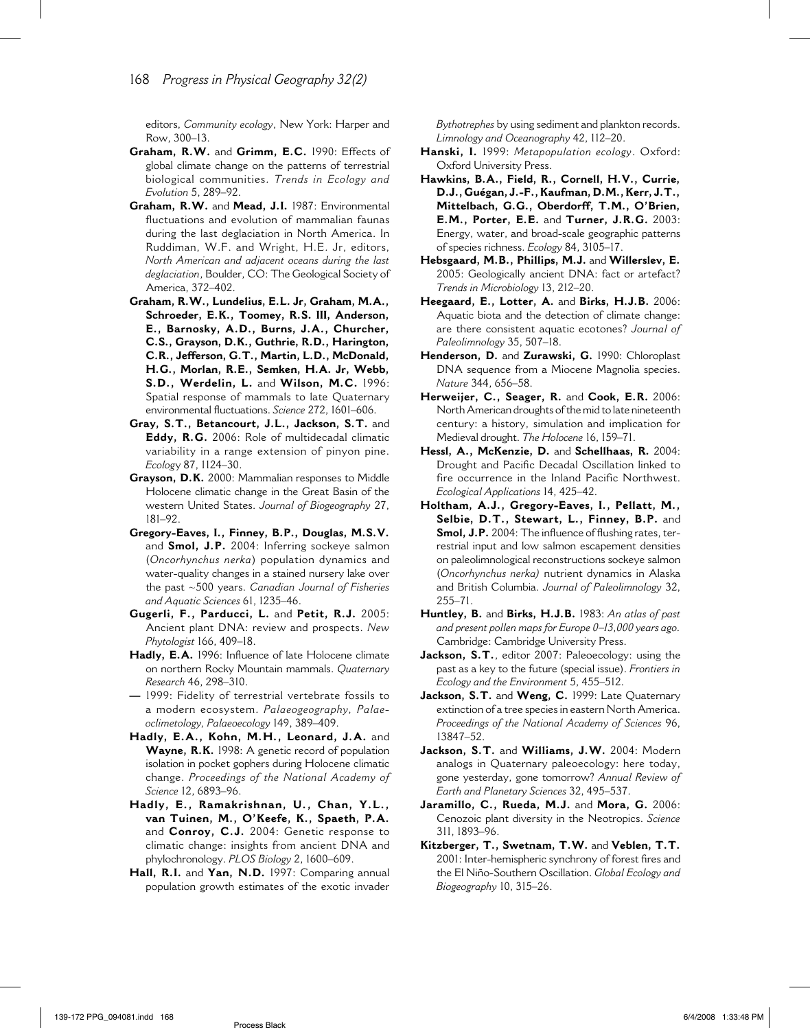editors, *Community ecology*, New York: Harper and Row, 300–13.

**Graham, R.W.** and **Grimm, E.C.** 1990: Effects of global climate change on the patterns of terrestrial biological communities. *Trends in Ecology and Evolution* 5, 289–92.

**Graham, R.W.** and **Mead, J.I.** 1987: Environmental fluctuations and evolution of mammalian faunas during the last deglaciation in North America. In Ruddiman, W.F. and Wright, H.E. Jr, editors, *North American and adjacent oceans during the last deglaciation*, Boulder, CO: The Geological Society of America, 372–402.

**Graham, R.W., Lundelius, E.L. Jr, Graham, M.A., Schroeder, E.K., Toomey, R.S. III, Anderson, E., Barnosky, A.D., Burns, J.A., Churcher, C.S., Grayson, D.K., Guthrie, R.D., Harington, C.R., Jefferson, G.T., Martin, L.D., McDonald, H.G., Morlan, R.E., Semken, H.A. Jr, Webb, S.D., Werdelin, L.** and **Wilson, M.C.** 1996: Spatial response of mammals to late Quaternary environmental fluctuations. *Science* 272, 1601–606.

**Gray, S.T., Betancourt, J.L., Jackson, S.T.** and **Eddy, R.G.** 2006: Role of multidecadal climatic variability in a range extension of pinyon pine. *Ecology* 87, 1124–30.

**Grayson, D.K.** 2000: Mammalian responses to Middle Holocene climatic change in the Great Basin of the western United States. *Journal of Biogeography* 27, 181–92.

**Gregory-Eaves, I., Finney, B.P., Douglas, M.S.V.** and **Smol, J.P.** 2004: Inferring sockeye salmon (*Oncorhynchus nerka*) population dynamics and water-quality changes in a stained nursery lake over the past ~500 years. *Canadian Journal of Fisheries and Aquatic Sciences* 61, 1235–46.

**Gugerli, F., Parducci, L.** and **Petit, R.J.** 2005: Ancient plant DNA: review and prospects. *New Phytologist* 166, 409–18.

**Hadly, E.A.** 1996: Influence of late Holocene climate on northern Rocky Mountain mammals. *Quaternary Research* 46, 298–310.

**—** 1999: Fidelity of terrestrial vertebrate fossils to a modern ecosystem. *Palaeogeography, Palaeoclimetology, Palaeoecology* 149, 389–409.

**Hadly, E.A., Kohn, M.H., Leonard, J.A.** and **Wayne, R.K.** 1998: A genetic record of population isolation in pocket gophers during Holocene climatic change. *Proceedings of the National Academy of Science* 12, 6893–96.

**Hadly, E., Ramakrishnan, U., Chan, Y.L., van Tuinen, M., O'Keefe, K., Spaeth, P.A.** and **Conroy, C.J.** 2004: Genetic response to climatic change: insights from ancient DNA and phylochronology. *PLOS Biology* 2, 1600–609.

**Hall, R.I.** and **Yan, N.D.** 1997: Comparing annual population growth estimates of the exotic invader *Bythotrephes* by using sediment and plankton records. *Limnology and Oceanography* 42, 112–20.

**Hanski, I.** 1999: *Metapopulation ecology*. Oxford: Oxford University Press.

**Hawkins, B.A., Field, R., Cornell, H.V., Currie, D.J., Guégan, J.-F., Kaufman, D.M., Kerr, J.T., Mittelbach, G.G., Oberdorff, T.M., O'Brien, E.M., Porter, E.E.** and **Turner, J.R.G.** 2003: Energy, water, and broad-scale geographic patterns of species richness. *Ecology* 84, 3105–17.

**Hebsgaard, M.B., Phillips, M.J.** and **Willerslev, E.** 2005: Geologically ancient DNA: fact or artefact? *Trends in Microbiology* 13, 212–20.

**Heegaard, E., Lotter, A.** and **Birks, H.J.B.** 2006: Aquatic biota and the detection of climate change: are there consistent aquatic ecotones? *Journal of Paleolimnology* 35, 507–18.

**Henderson, D.** and **Zurawski, G.** 1990: Chloroplast DNA sequence from a Miocene Magnolia species. *Nature* 344, 656–58.

**Herweijer, C., Seager, R.** and **Cook, E.R.** 2006: North American droughts of the mid to late nineteenth century: a history, simulation and implication for Medieval drought. *The Holocene* 16, 159–71.

**Hessl, A., McKenzie, D.** and **Schellhaas, R.** 2004: Drought and Pacific Decadal Oscillation linked to fire occurrence in the Inland Pacific Northwest. *Ecological Applications* 14, 425–42.

**Holtham, A.J., Gregory-Eaves, I., Pellatt, M., Selbie, D.T., Stewart, L., Finney, B.P.** and **Smol, J.P.** 2004: The influence of flushing rates, terrestrial input and low salmon escapement densities on paleolimnological reconstructions sockeye salmon (*Oncorhynchus nerka)* nutrient dynamics in Alaska and British Columbia. *Journal of Paleolimnology* 32, 255–71.

**Huntley, B.** and **Birks, H.J.B.** 1983: *An atlas of past and present pollen maps for Europe 0–13,000 years ago*. Cambridge: Cambridge University Press.

**Jackson, S.T.**, editor 2007: Paleoecology: using the past as a key to the future (special issue). *Frontiers in Ecology and the Environment* 5, 455–512.

**Jackson, S.T.** and **Weng, C.** 1999: Late Quaternary extinction of a tree species in eastern North America. *Proceedings of the National Academy of Sciences* 96, 13847–52.

**Jackson, S.T.** and **Williams, J.W.** 2004: Modern analogs in Quaternary paleoecology: here today, gone yesterday, gone tomorrow? *Annual Review of Earth and Planetary Sciences* 32, 495–537.

**Jaramillo, C., Rueda, M.J.** and **Mora, G.** 2006: Cenozoic plant diversity in the Neotropics. *Science* 311, 1893–96.

**Kitzberger, T., Swetnam, T.W.** and **Veblen, T.T.** 2001: Inter-hemispheric synchrony of forest fires and the El Niño-Southern Oscillation. *Global Ecology and Biogeography* 10, 315–26.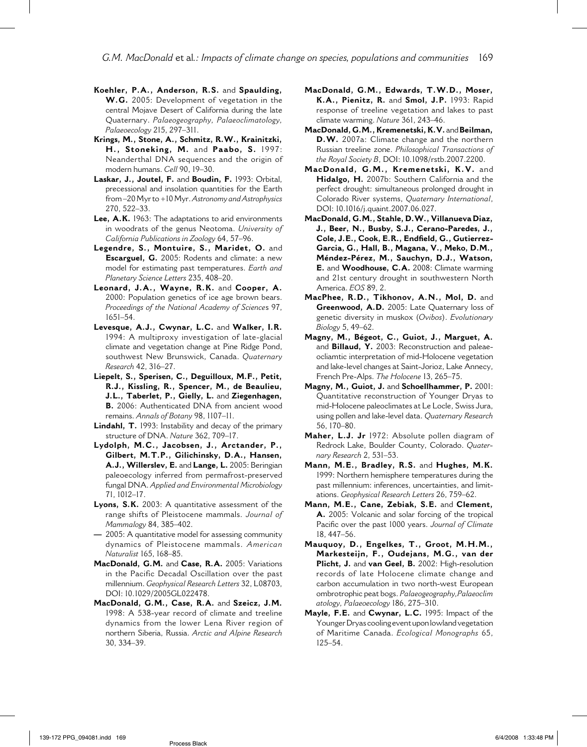**Koehler, P.A., Anderson, R.S.** and **Spaulding, W.G.** 2005: Development of vegetation in the central Mojave Desert of California during the late Quaternary. *Palaeogeography, Palaeoclimatology, Palaeoecology* 215, 297–311.

**Krings, M., Stone, A., Schmitz, R.W., Krainitzki, H., Stoneking, M.** and **Paabo, S.** 1997: Neanderthal DNA sequences and the origin of modern humans. *Cell* 90, 19–30.

**Laskar, J., Joutel, F.** and **Boudin, F.** 1993: Orbital, precessional and insolation quantities for the Earth from –20 Myr to +10 Myr. *Astronomy and Astrophysics* 270, 522–33.

**Lee, A.K.** 1963: The adaptations to arid environments in woodrats of the genus Neotoma. *University of California Publications in Zoology* 64, 57–96.

**Legendre, S., Montuire, S., Maridet, O.** and **Escarguel, G.** 2005: Rodents and climate: a new model for estimating past temperatures. *Earth and Planetary Science Letters* 235, 408–20.

**Leonard, J.A., Wayne, R.K.** and **Cooper, A.** 2000: Population genetics of ice age brown bears. *Proceedings of the National Academy of Sciences* 97, 1651–54.

**Levesque, A.J., Cwynar, L.C.** and **Walker, I.R.** 1994: A multiproxy investigation of late-glacial climate and vegetation change at Pine Ridge Pond, southwest New Brunswick, Canada. *Quaternary Research* 42, 316–27.

**Liepelt, S., Sperisen, C., Deguilloux, M.F., Petit, R.J., Kissling, R., Spencer, M., de Beaulieu, J.L., Taberlet, P., Gielly, L.** and **Ziegenhagen, B.** 2006: Authenticated DNA from ancient wood remains. *Annals of Botany* 98, 1107–11.

**Lindahl, T.** 1993: Instability and decay of the primary structure of DNA. *Nature* 362, 709–17.

**Lydolph, M.C., Jacobsen, J., Arctander, P., Gilbert, M.T.P., Gilichinsky, D.A., Hansen, A.J., Willerslev, E.** and **Lange, L.** 2005: Beringian paleoecology inferred from permafrost-preserved fungal DNA. *Applied and Environmental Microbiology* 71, 1012–17.

**Lyons, S.K.** 2003: A quantitative assessment of the range shifts of Pleistocene mammals. *Journal of Mammalogy* 84, 385–402.

**—** 2005: A quantitative model for assessing community dynamics of Pleistocene mammals. *American Naturalist* 165, 168–85.

**MacDonald, G.M.** and **Case, R.A.** 2005: Variations in the Pacific Decadal Oscillation over the past millennium. *Geophysical Research Letters* 32, L08703, DOI: 10.1029/2005GL022478.

**MacDonald, G.M., Case, R.A.** and **Szeicz, J.M.** 1998: A 538-year record of climate and treeline dynamics from the lower Lena River region of northern Siberia, Russia. *Arctic and Alpine Research* 30, 334–39.

**MacDonald, G.M., Edwards, T.W.D., Moser, K.A., Pienitz, R.** and **Smol, J.P.** 1993: Rapid response of treeline vegetation and lakes to past climate warming. *Nature* 361, 243–46.

**MacDonald, G.M., Kremenetski, K.V.** and **Beilman, D.W.** 2007a: Climate change and the northern Russian treeline zone. *Philosophical Transactions of the Royal Society B*, DOI: 10.1098/rstb.2007.2200.

**MacDonald, G.M., Kremenetski, K.V.** and **Hidalgo, H.** 2007b: Southern California and the perfect drought: simultaneous prolonged drought in Colorado River systems, *Quaternary International*, DOI: 10.1016/j.quaint.2007.06.027.

**MacDonald, G.M., Stahle, D.W., Villanueva Diaz, J., Beer, N., Busby, S.J., Cerano-Paredes, J., Cole, J.E., Cook, E.R., Endfield, G., Gutierrez-Garcia, G., Hall, B., Magana, V., Meko, D.M., Méndez-Pérez, M., Sauchyn, D.J., Watson, E.** and **Woodhouse, C.A.** 2008: Climate warming and 21st century drought in southwestern North America. *EOS* 89, 2.

**MacPhee, R.D., Tikhonov, A.N., Mol, D.** and **Greenwood, A.D.** 2005: Late Quaternary loss of genetic diversity in muskox (*Ovibos*). *Evolutionary Biology* 5, 49–62.

**Magny, M., Bégeot, C., Guiot, J., Marguet, A.** and **Billaud, Y.** 2003: Reconstruction and paleaeocliamtic interpretation of mid-Holocene vegetation and lake-level changes at Saint-Jorioz, Lake Annecy, French Pre-Alps. *The Holocene* 13, 265–75.

**Magny, M., Guiot, J.** and **Schoellhammer, P.** 2001: Quantitative reconstruction of Younger Dryas to mid-Holocene paleoclimates at Le Locle, Swiss Jura, using pollen and lake-level data. *Quaternary Research* 56, 170–80.

**Maher, L.J. Jr** 1972: Absolute pollen diagram of Redrock Lake, Boulder County, Colorado. *Quaternary Research* 2, 531–53.

**Mann, M.E., Bradley, R.S.** and **Hughes, M.K.** 1999: Northern hemisphere temperatures during the past millennium: inferences, uncertainties, and limitations. *Geophysical Research Letters* 26, 759–62.

**Mann, M.E., Cane, Zebiak, S.E.** and **Clement, A.** 2005: Volcanic and solar forcing of the tropical Pacific over the past 1000 years. *Journal of Climate* 18, 447–56.

**Mauquoy, D., Engelkes, T., Groot, M.H.M., Markesteijn, F., Oudejans, M.G., van der Plicht, J.** and **van Geel, B.** 2002: High-resolution records of late Holocene climate change and carbon accumulation in two north-west European ombrotrophic peat bogs. *Palaeogeography, Palaeoclimatology, Palaeoecology* 186, 275–310.

**Mayle, F.E.** and **Cwynar, L.C.** 1995: Impact of the Younger Dryas cooling event upon lowland vegetation of Maritime Canada. *Ecological Monographs* 65, 125–54.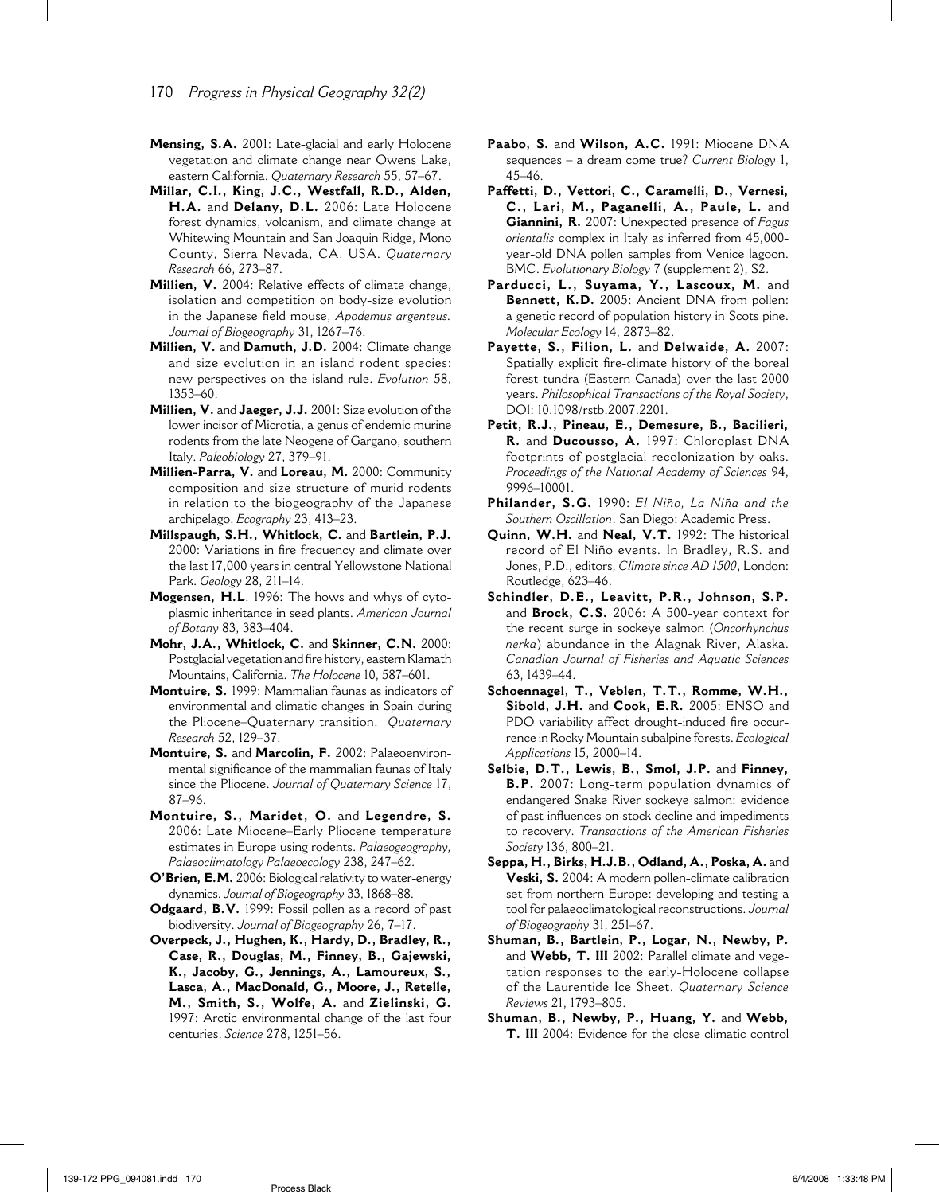**Mensing, S.A.** 2001: Late-glacial and early Holocene vegetation and climate change near Owens Lake, eastern California. *Quaternary Research* 55, 57–67.

**Millar, C.I., King, J.C., Westfall, R.D., Alden, H.A.** and **Delany, D.L.** 2006: Late Holocene forest dynamics, volcanism, and climate change at Whitewing Mountain and San Joaquin Ridge, Mono County, Sierra Nevada, CA, USA. *Quaternary Research* 66, 273–87.

**Millien, V.** 2004: Relative effects of climate change, isolation and competition on body-size evolution in the Japanese field mouse, *Apodemus argenteus*. *Journal of Biogeography* 31, 1267–76.

**Millien, V.** and **Damuth, J.D.** 2004: Climate change and size evolution in an island rodent species: new perspectives on the island rule. *Evolution* 58, 1353–60.

**Millien, V.** and **Jaeger, J.J.** 2001: Size evolution of the lower incisor of Microtia, a genus of endemic murine rodents from the late Neogene of Gargano, southern Italy. *Paleobiology* 27, 379–91.

**Millien-Parra, V.** and **Loreau, M.** 2000: Community composition and size structure of murid rodents in relation to the biogeography of the Japanese archipelago. *Ecography* 23, 413–23.

**Millspaugh, S.H., Whitlock, C.** and **Bartlein, P.J.** 2000: Variations in fire frequency and climate over the last 17,000 years in central Yellowstone National Park. *Geology* 28, 211–14.

**Mogensen, H.L**. 1996: The hows and whys of cytoplasmic inheritance in seed plants. *American Journal of Botany* 83, 383–404.

**Mohr, J.A., Whitlock, C.** and **Skinner, C.N.** 2000: Postglacial vegetation and fire history, eastern Klamath Mountains, California. *The Holocene* 10, 587–601.

**Montuire, S.** 1999: Mammalian faunas as indicators of environmental and climatic changes in Spain during the Pliocene–Quaternary transition. *Quaternary Research* 52, 129–37.

**Montuire, S.** and **Marcolin, F.** 2002: Palaeoenvironmental significance of the mammalian faunas of Italy since the Pliocene. *Journal of Quaternary Science* 17, 87–96.

**Montuire, S., Maridet, O.** and **Legendre, S.** 2006: Late Miocene–Early Pliocene temperature estimates in Europe using rodents. *Palaeogeography, Palaeoclimatology Palaeoecology* 238, 247–62.

**O'Brien, E.M.** 2006: Biological relativity to water-energy dynamics. *Journal of Biogeography* 33, 1868–88.

**Odgaard, B.V.** 1999: Fossil pollen as a record of past biodiversity. *Journal of Biogeography* 26, 7–17.

**Overpeck, J., Hughen, K., Hardy, D., Bradley, R., Case, R., Douglas, M., Finney, B., Gajewski, K., Jacoby, G., Jennings, A., Lamoureux, S., Lasca, A., MacDonald, G., Moore, J., Retelle, M., Smith, S., Wolfe, A.** and **Zielinski, G.** 1997: Arctic environmental change of the last four centuries. *Science* 278, 1251–56.

**Paabo, S.** and **Wilson, A.C.** 1991: Miocene DNA sequences – a dream come true? *Current Biology* 1, 45–46.

**Paffetti, D., Vettori, C., Caramelli, D., Vernesi, C., Lari, M., Paganelli, A., Paule, L.** and **Giannini, R.** 2007: Unexpected presence of *Fagus orientalis* complex in Italy as inferred from 45,000-year-old DNA pollen samples from Venice lagoon. BMC. *Evolutionary Biology* 7 (supplement 2), S2.

**Parducci, L., Suyama, Y., Lascoux, M.** and **Bennett, K.D.** 2005: Ancient DNA from pollen: a genetic record of population history in Scots pine. *Molecular Ecology* 14, 2873–82.

**Payette, S., Filion, L.** and **Delwaide, A.** 2007: Spatially explicit fire-climate history of the boreal forest-tundra (Eastern Canada) over the last 2000 years. *Philosophical Transactions of the Royal Society*, DOI: 10.1098/rstb.2007.2201.

**Petit, R.J., Pineau, E., Demesure, B., Bacilieri, R.** and **Ducousso, A.** 1997: Chloroplast DNA footprints of postglacial recolonization by oaks. *Proceedings of the National Academy of Sciences* 94, 9996–10001.

**Philander, S.G.** 1990: *El Niño, La Niña and the Southern Oscillation*. San Diego: Academic Press.

**Quinn, W.H.** and **Neal, V.T.** 1992: The historical record of El Niño events. In Bradley, R.S. and Jones, P.D., editors, *Climate since AD 1500*, London: Routledge, 623–46.

**Schindler, D.E., Leavitt, P.R., Johnson, S.P.** and **Brock, C.S.** 2006: A 500-year context for the recent surge in sockeye salmon (*Oncorhynchus nerka*) abundance in the Alagnak River, Alaska. *Canadian Journal of Fisheries and Aquatic Sciences* 63, 1439–44.

**Schoennagel, T., Veblen, T.T., Romme, W.H., Sibold, J.H.** and **Cook, E.R.** 2005: ENSO and PDO variability affect drought-induced fire occurrence in Rocky Mountain subalpine forests. *Ecological Applications* 15, 2000–14.

**Selbie, D.T., Lewis, B., Smol, J.P.** and **Finney, B.P.** 2007: Long-term population dynamics of endangered Snake River sockeye salmon: evidence of past influences on stock decline and impediments to recovery. *Transactions of the American Fisheries Society* 136, 800–21.

**Seppa, H., Birks, H.J.B., Odland, A., Poska, A.** and **Veski, S.** 2004: A modern pollen-climate calibration set from northern Europe: developing and testing a tool for palaeoclimatological reconstructions. *Journal of Biogeography* 31, 251–67.

**Shuman, B., Bartlein, P., Logar, N., Newby, P.** and **Webb, T. III** 2002: Parallel climate and vegetation responses to the early-Holocene collapse of the Laurentide Ice Sheet. *Quaternary Science Reviews* 21, 1793–805.

**Shuman, B., Newby, P., Huang, Y.** and **Webb, T. III** 2004: Evidence for the close climatic control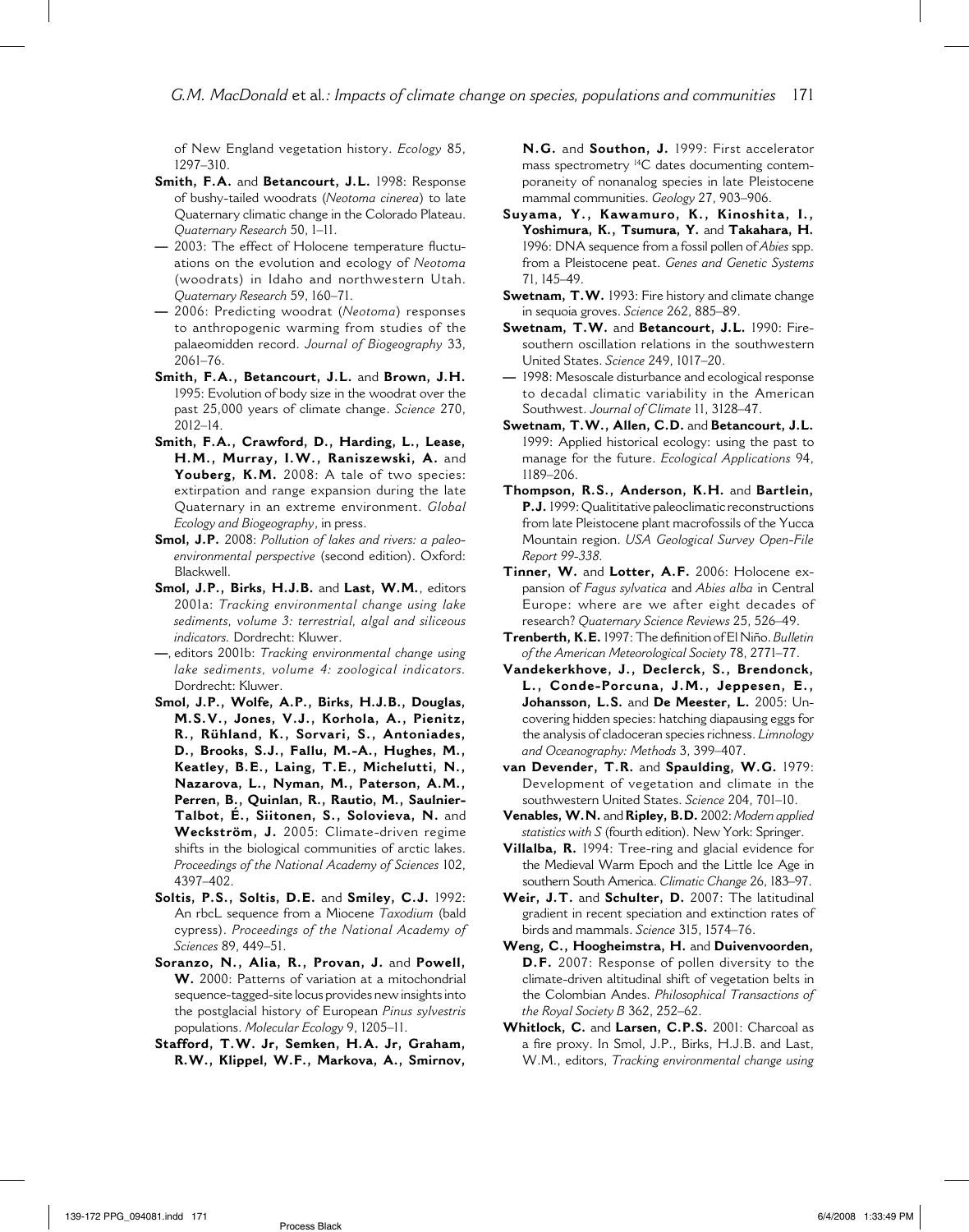of New England vegetation history. *Ecology* 85, 1297–310.

**Smith, F.A.** and **Betancourt, J.L.** 1998: Response of bushy-tailed woodrats (*Neotoma cinerea*) to late Quaternary climatic change in the Colorado Plateau. *Quaternary Research* 50, 1–11.

— 2003: The effect of Holocene temperature fluctuations on the evolution and ecology of *Neotoma* (woodrats) in Idaho and northwestern Utah. *Quaternary Research* 59, 160–71.

— 2006: Predicting woodrat (*Neotoma*) responses to anthropogenic warming from studies of the palaeomidden record. *Journal of Biogeography* 33, 2061–76.

**Smith, F.A., Betancourt, J.L.** and **Brown, J.H.** 1995: Evolution of body size in the woodrat over the past 25,000 years of climate change. *Science* 270, 2012–14.

**Smith, F.A., Crawford, D., Harding, L., Lease, H.M., Murray, I.W., Raniszewski, A.** and **Youberg, K.M.** 2008: A tale of two species: extirpation and range expansion during the late Quaternary in an extreme environment. *Global Ecology and Biogeography*, in press.

**Smol, J.P.** 2008: *Pollution of lakes and rivers: a paleoenvironmental perspective* (second edition). Oxford: Blackwell.

**Smol, J.P., Birks, H.J.B.** and **Last, W.M.**, editors 2001a: *Tracking environmental change using lake sediments, volume 3: terrestrial, algal and siliceous indicators*. Dordrecht: Kluwer.

—, editors 2001b: *Tracking environmental change using lake sediments, volume 4: zoological indicators*. Dordrecht: Kluwer.

**Smol, J.P., Wolfe, A.P., Birks, H.J.B., Douglas, M.S.V., Jones, V.J., Korhola, A., Pienitz, R., Rühland, K., Sorvari, S., Antoniades, D., Brooks, S.J., Fallu, M.-A., Hughes, M., Keatley, B.E., Laing, T.E., Michelutti, N., Nazarova, L., Nyman, M., Paterson, A.M., Perren, B., Quinlan, R., Rautio, M., Saulnier-Talbot, É., Siitonen, S., Solovieva, N.** and **Weckström, J.** 2005: Climate-driven regime shifts in the biological communities of arctic lakes. *Proceedings of the National Academy of Sciences* 102, 4397–402.

**Soltis, P.S., Soltis, D.E.** and **Smiley, C.J.** 1992: An rbcL sequence from a Miocene *Taxodium* (bald cypress). *Proceedings of the National Academy of Sciences* 89, 449–51.

**Soranzo, N., Alia, R., Provan, J.** and **Powell, W.** 2000: Patterns of variation at a mitochondrial sequence-tagged-site locus provides new insights into the postglacial history of European *Pinus sylvestris* populations. *Molecular Ecology* 9, 1205–11.

**Stafford, T.W. Jr, Semken, H.A. Jr, Graham, R.W., Klippel, W.F., Markova, A., Smirnov, N.G.** and **Southon, J.** 1999: First accelerator mass spectrometry $^{14}C$ dates documenting contemporaneity of nonanalog species in late Pleistocene mammal communities. *Geology* 27, 903–906.

**Suyama, Y., Kawamuro, K., Kinoshita, I., Yoshimura, K., Tsumura, Y.** and **Takahara, H.** 1996: DNA sequence from a fossil pollen of *Abies* spp. from a Pleistocene peat. *Genes and Genetic Systems* 71, 145–49.

**Swetnam, T.W.** 1993: Fire history and climate change in sequoia groves. *Science* 262, 885–89.

**Swetnam, T.W.** and **Betancourt, J.L.** 1990: Fire-southern oscillation relations in the southwestern United States. *Science* 249, 1017–20.

— 1998: Mesoscale disturbance and ecological response to decadal climatic variability in the American Southwest. *Journal of Climate* 11, 3128–47.

**Swetnam, T.W., Allen, C.D.** and **Betancourt, J.L.** 1999: Applied historical ecology: using the past to manage for the future. *Ecological Applications* 94, 1189–206.

**Thompson, R.S., Anderson, K.H.** and **Bartlein, P.J.** 1999: Qualititative paleoclimatic reconstructions from late Pleistocene plant macrofossils of the Yucca Mountain region. *USA Geological Survey Open-File Report 99-338*.

**Tinner, W.** and **Lotter, A.F.** 2006: Holocene expansion of *Fagus sylvatica* and *Abies alba* in Central Europe: where are we after eight decades of research? *Quaternary Science Reviews* 25, 526–49.

**Trenberth, K.E.** 1997: The definition of El Niño. *Bulletin of the American Meteorological Society* 78, 2771–77.

**Vandekerkhove, J., Declerck, S., Brendonck, L., Conde-Porcuna, J.M., Jeppesen, E., Johansson, L.S.** and **De Meester, L.** 2005: Uncovering hidden species: hatching diapausing eggs for the analysis of cladoceran species richness. *Limnology and Oceanography: Methods* 3, 399–407.

**van Devender, T.R.** and **Spaulding, W.G.** 1979: Development of vegetation and climate in the southwestern United States. *Science* 204, 701–10.

**Venables, W.N.** and **Ripley, B.D.** 2002: *Modern applied statistics with S* (fourth edition). New York: Springer.

**Villalba, R.** 1994: Tree-ring and glacial evidence for the Medieval Warm Epoch and the Little Ice Age in southern South America. *Climatic Change* 26, 183–97.

**Weir, J.T.** and **Schulter, D.** 2007: The latitudinal gradient in recent speciation and extinction rates of birds and mammals. *Science* 315, 1574–76.

**Weng, C., Hooghiemstra, H.** and **Duivenvoorden, D.F.** 2007: Response of pollen diversity to the climate-driven altitudinal shift of vegetation belts in the Colombian Andes. *Philosophical Transactions of the Royal Society B* 362, 252–62.

**Whitlock, C.** and **Larsen, C.P.S.** 2001: Charcoal as a fire proxy. In Smol, J.P., Birks, H.J.B. and Last, W.M., editors, *Tracking environmental change using*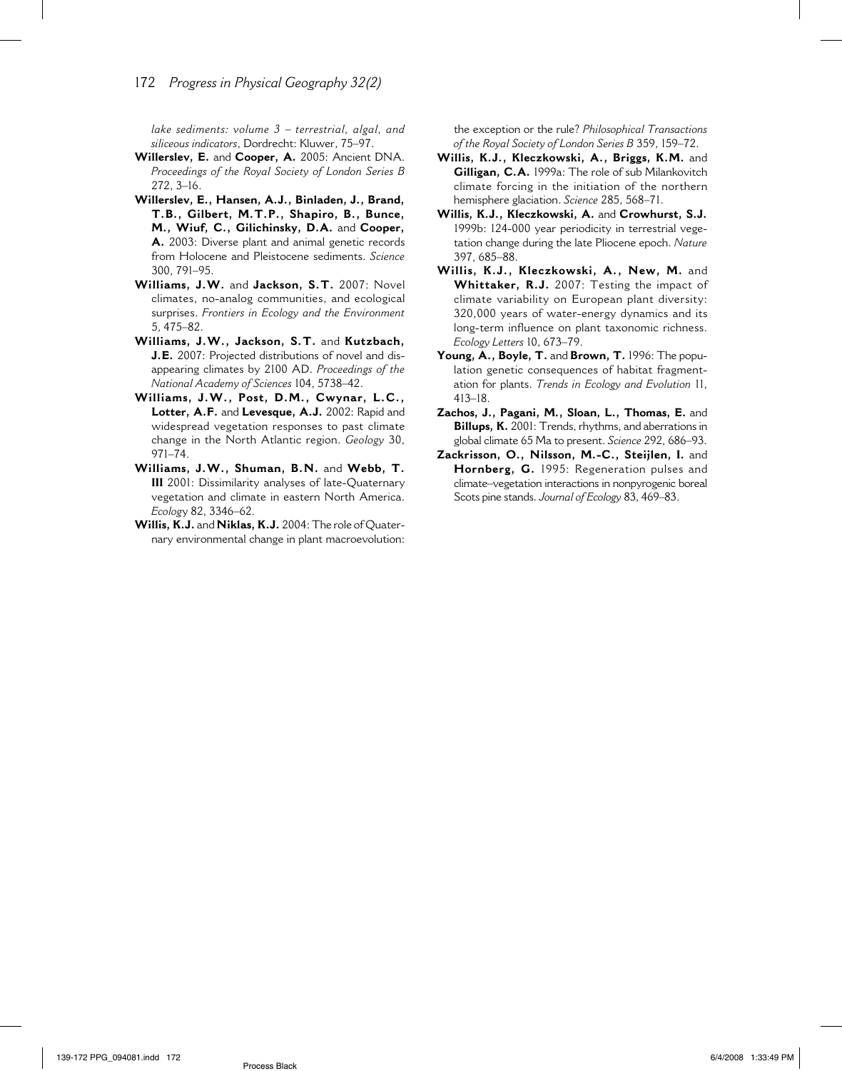*lake sediments: volume 3 – terrestrial, algal, and siliceous indicators*, Dordrecht: Kluwer, 75–97.

**Willerslev, E.** and **Cooper, A.** 2005: Ancient DNA. *Proceedings of the Royal Society of London Series B* 272, 3–16.

**Willerslev, E., Hansen, A.J., Binladen, J., Brand, T.B., Gilbert, M.T.P., Shapiro, B., Bunce, M., Wiuf, C., Gilichinsky, D.A.** and **Cooper, A.** 2003: Diverse plant and animal genetic records from Holocene and Pleistocene sediments. *Science* 300, 791–95.

**Williams, J.W.** and **Jackson, S.T.** 2007: Novel climates, no-analog communities, and ecological surprises. *Frontiers in Ecology and the Environment* 5, 475–82.

**Williams, J.W., Jackson, S.T.** and **Kutzbach, J.E.** 2007: Projected distributions of novel and disappearing climates by 2100 AD. *Proceedings of the National Academy of Sciences* 104, 5738–42.

**Williams, J.W., Post, D.M., Cwynar, L.C., Lotter, A.F.** and **Levesque, A.J.** 2002: Rapid and widespread vegetation responses to past climate change in the North Atlantic region. *Geology* 30, 971–74.

**Williams, J.W., Shuman, B.N.** and **Webb, T. III** 2001: Dissimilarity analyses of late-Quaternary vegetation and climate in eastern North America. *Ecology* 82, 3346–62.

**Willis, K.J.** and **Niklas, K.J.** 2004: The role of Quaternary environmental change in plant macroevolution: the exception or the rule? *Philosophical Transactions of the Royal Society of London Series B* 359, 159–72.

**Willis, K.J., Kleczkowski, A., Briggs, K.M.** and **Gilligan, C.A.** 1999a: The role of sub Milankovitch climate forcing in the initiation of the northern hemisphere glaciation. *Science* 285, 568–71.

**Willis, K.J., Kleczkowski, A.** and **Crowhurst, S.J.** 1999b: 124-000 year periodicity in terrestrial vegetation change during the late Pliocene epoch. *Nature* 397, 685–88.

**Willis, K.J., Kleczkowski, A., New, M.** and **Whittaker, R.J.** 2007: Testing the impact of climate variability on European plant diversity: 320,000 years of water-energy dynamics and its long-term influence on plant taxonomic richness. *Ecology Letters* 10, 673–79.

**Young, A., Boyle, T.** and **Brown, T.** 1996: The population genetic consequences of habitat fragmentation for plants. *Trends in Ecology and Evolution* 11, 413–18.

**Zachos, J., Pagani, M., Sloan, L., Thomas, E.** and **Billups, K.** 2001: Trends, rhythms, and aberrations in global climate 65 Ma to present. *Science* 292, 686–93.

**Zackrisson, O., Nilsson, M.-C., Steijlen, I.** and **Hornberg, G.** 1995: Regeneration pulses and climate–vegetation interactions in nonpyrogenic boreal Scots pine stands. *Journal of Ecology* 83, 469–83.